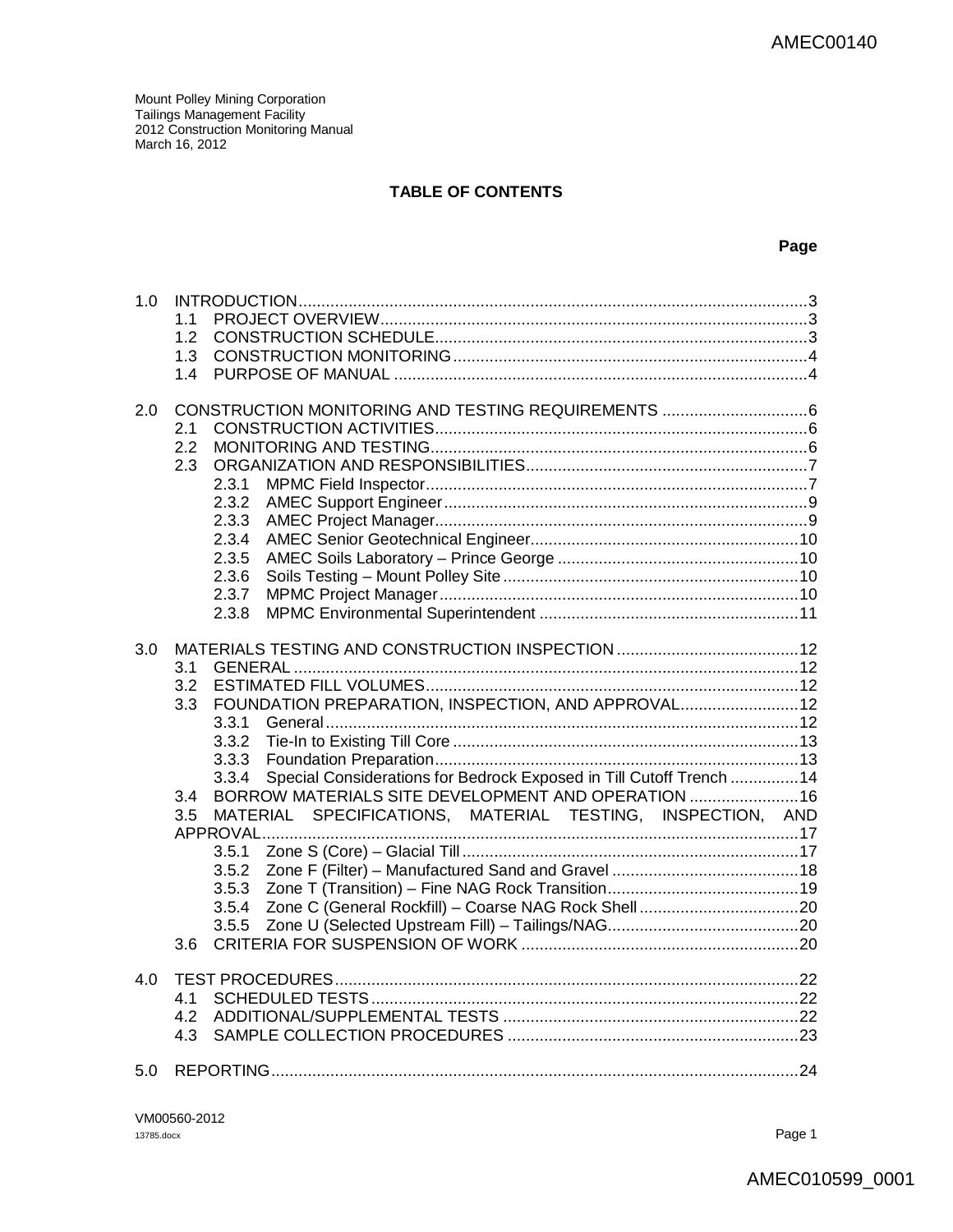Mount Polley Mining Corporation
Tailings Management Facility
2012 Construction Monitoring Manual
March 16, 2012

## TABLE OF CONTENTS

| | | Page |
|---|---|---|
| 1.0 | INTRODUCTION | 3 |
| 1.1 | PROJECT OVERVIEW | 3 |
| 1.2 | CONSTRUCTION SCHEDULE | 3 |
| 1.3 | CONSTRUCTION MONITORING | 4 |
| 1.4 | PURPOSE OF MANUAL | 4 |
| 2.0 | CONSTRUCTION MONITORING AND TESTING REQUIREMENTS | 6 |
| 2.1 | CONSTRUCTION ACTIVITIES | 6 |
| 2.2 | MONITORING AND TESTING | 6 |
| 2.3 | ORGANIZATION AND RESPONSIBILITIES | 7 |
| 2.3.1 | MPMC Field Inspector | 7 |
| 2.3.2 | AMEC Support Engineer | 9 |
| 2.3.3 | AMEC Project Manager | 9 |
| 2.3.4 | AMEC Senior Geotechnical Engineer | 10 |
| 2.3.5 | AMEC Soils Laboratory – Prince George | 10 |
| 2.3.6 | Soils Testing – Mount Polley Site | 10 |
| 2.3.7 | MPMC Project Manager | 10 |
| 2.3.8 | MPMC Environmental Superintendent | 11 |
| 3.0 | MATERIALS TESTING AND CONSTRUCTION INSPECTION | 12 |
| 3.1 | GENERAL | 12 |
| 3.2 | ESTIMATED FILL VOLUMES | 12 |
| 3.3 | FOUNDATION PREPARATION, INSPECTION, AND APPROVAL | 12 |
| 3.3.1 | General | 12 |
| 3.3.2 | Tie-In to Existing Till Core | 13 |
| 3.3.3 | Foundation Preparation | 13 |
| 3.3.4 | Special Considerations for Bedrock Exposed in Till Cutoff Trench | 14 |
| 3.4 | BORROW MATERIALS SITE DEVELOPMENT AND OPERATION | 16 |
| 3.5 | MATERIAL SPECIFICATIONS, MATERIAL TESTING, INSPECTION, AND APPROVAL | 17 |
| 3.5.1 | Zone S (Core) – Glacial Till | 17 |
| 3.5.2 | Zone F (Filter) – Manufactured Sand and Gravel | 18 |
| 3.5.3 | Zone T (Transition) – Fine NAG Rock Transition | 19 |
| 3.5.4 | Zone C (General Rockfill) – Coarse NAG Rock Shell | 20 |
| 3.5.5 | Zone U (Selected Upstream Fill) – Tailings/NAG | 20 |
| 3.6 | CRITERIA FOR SUSPENSION OF WORK | 20 |
| 4.0 | TEST PROCEDURES | 22 |
| 4.1 | SCHEDULED TESTS | 22 |
| 4.2 | ADDITIONAL/SUPPLEMENTAL TESTS | 22 |
| 4.3 | SAMPLE COLLECTION PROCEDURES | 23 |
| 5.0 | REPORTING | 24 |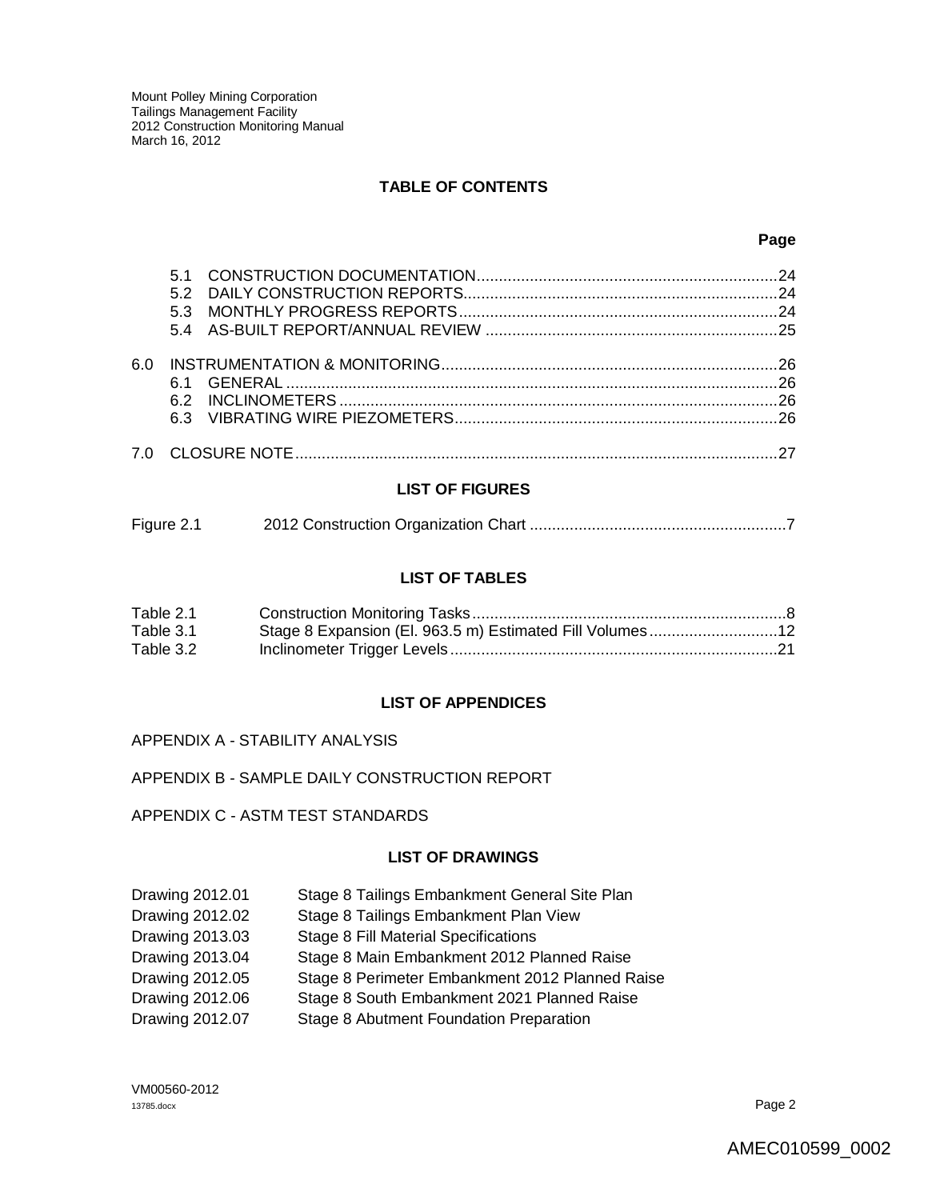## TABLE OF CONTENTS

| | Page |
|---|---|
| 5.1 CONSTRUCTION DOCUMENTATION | 24 |
| 5.2 DAILY CONSTRUCTION REPORTS | 24 |
| 5.3 MONTHLY PROGRESS REPORTS | 24 |
| 5.4 AS-BUILT REPORT/ANNUAL REVIEW | 25 |
| 6.0 INSTRUMENTATION & MONITORING | 26 |
| 6.1 GENERAL | 26 |
| 6.2 INCLINOMETERS | 26 |
| 6.3 VIBRATING WIRE PIEZOMETERS | 26 |
| 7.0 CLOSURE NOTE | 27 |

## LIST OF FIGURES

| | | |
|---|---|---|
| Figure 2.1 | 2012 Construction Organization Chart | 7 |

## LIST OF TABLES

| | | |
|---|---|---|
| Table 2.1 | Construction Monitoring Tasks | 8 |
| Table 3.1 | Stage 8 Expansion (El. 963.5 m) Estimated Fill Volumes | 12 |
| Table 3.2 | Inclinometer Trigger Levels | 21 |

## LIST OF APPENDICES

APPENDIX A - STABILITY ANALYSIS

APPENDIX B - SAMPLE DAILY CONSTRUCTION REPORT

APPENDIX C - ASTM TEST STANDARDS

## LIST OF DRAWINGS

| | |
|---|---|
| Drawing 2012.01 | Stage 8 Tailings Embankment General Site Plan |
| Drawing 2012.02 | Stage 8 Tailings Embankment Plan View |
| Drawing 2013.03 | Stage 8 Fill Material Specifications |
| Drawing 2013.04 | Stage 8 Main Embankment 2012 Planned Raise |
| Drawing 2012.05 | Stage 8 Perimeter Embankment 2012 Planned Raise |
| Drawing 2012.06 | Stage 8 South Embankment 2021 Planned Raise |
| Drawing 2012.07 | Stage 8 Abutment Foundation Preparation |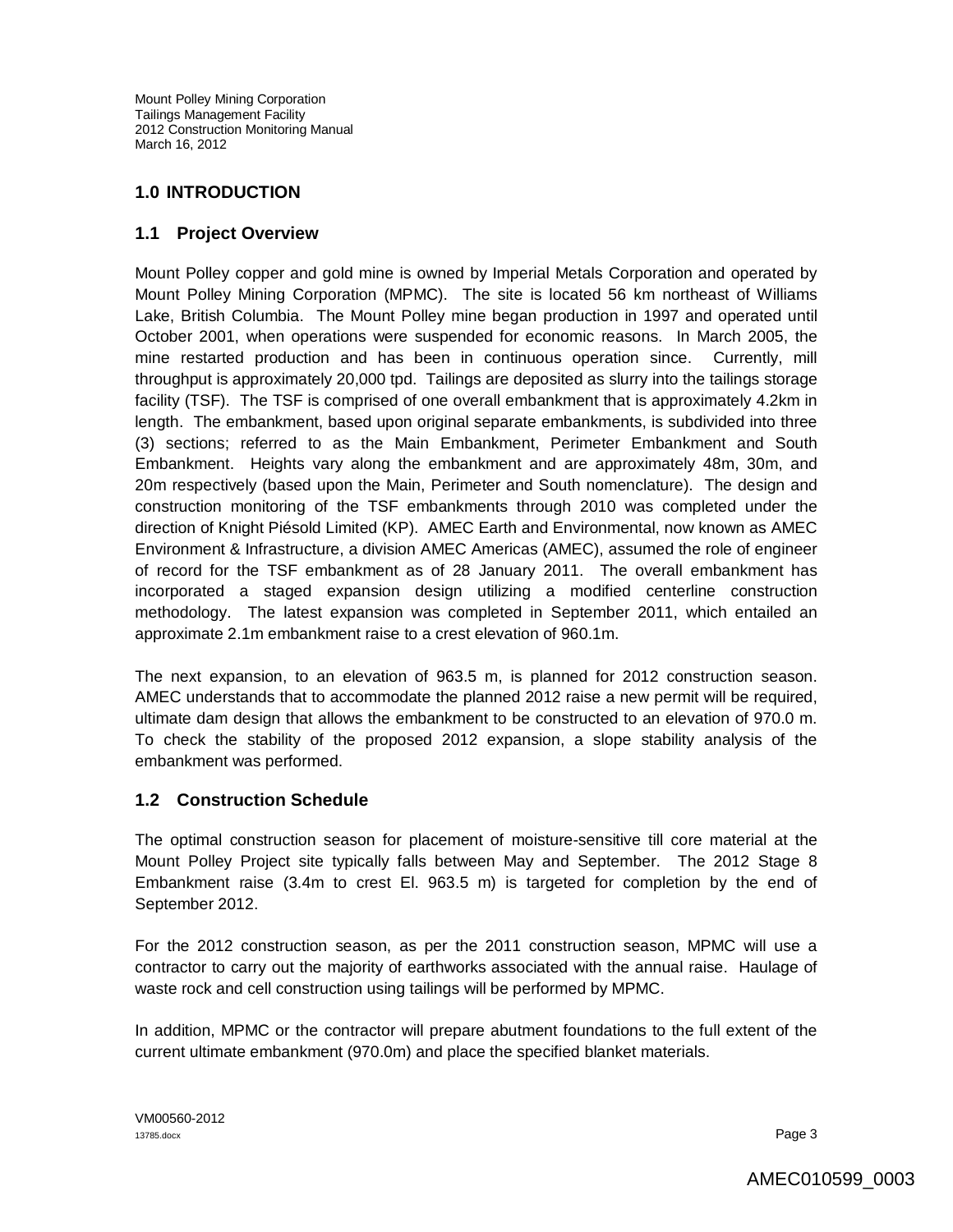# 1.0 INTRODUCTION

## 1.1 Project Overview

Mount Polley copper and gold mine is owned by Imperial Metals Corporation and operated by Mount Polley Mining Corporation (MPMC). The site is located 56 km northeast of Williams Lake, British Columbia. The Mount Polley mine began production in 1997 and operated until October 2001, when operations were suspended for economic reasons. In March 2005, the mine restarted production and has been in continuous operation since. Currently, mill throughput is approximately 20,000 tpd. Tailings are deposited as slurry into the tailings storage facility (TSF). The TSF is comprised of one overall embankment that is approximately 4.2km in length. The embankment, based upon original separate embankments, is subdivided into three (3) sections; referred to as the Main Embankment, Perimeter Embankment and South Embankment. Heights vary along the embankment and are approximately 48m, 30m, and 20m respectively (based upon the Main, Perimeter and South nomenclature). The design and construction monitoring of the TSF embankments through 2010 was completed under the direction of Knight Piésold Limited (KP). AMEC Earth and Environmental, now known as AMEC Environment & Infrastructure, a division AMEC Americas (AMEC), assumed the role of engineer of record for the TSF embankment as of 28 January 2011. The overall embankment has incorporated a staged expansion design utilizing a modified centerline construction methodology. The latest expansion was completed in September 2011, which entailed an approximate 2.1m embankment raise to a crest elevation of 960.1m.

The next expansion, to an elevation of 963.5 m, is planned for 2012 construction season. AMEC understands that to accommodate the planned 2012 raise a new permit will be required, ultimate dam design that allows the embankment to be constructed to an elevation of 970.0 m. To check the stability of the proposed 2012 expansion, a slope stability analysis of the embankment was performed.

## 1.2 Construction Schedule

The optimal construction season for placement of moisture-sensitive till core material at the Mount Polley Project site typically falls between May and September. The 2012 Stage 8 Embankment raise (3.4m to crest El. 963.5 m) is targeted for completion by the end of September 2012.

For the 2012 construction season, as per the 2011 construction season, MPMC will use a contractor to carry out the majority of earthworks associated with the annual raise. Haulage of waste rock and cell construction using tailings will be performed by MPMC.

In addition, MPMC or the contractor will prepare abutment foundations to the full extent of the current ultimate embankment (970.0m) and place the specified blanket materials.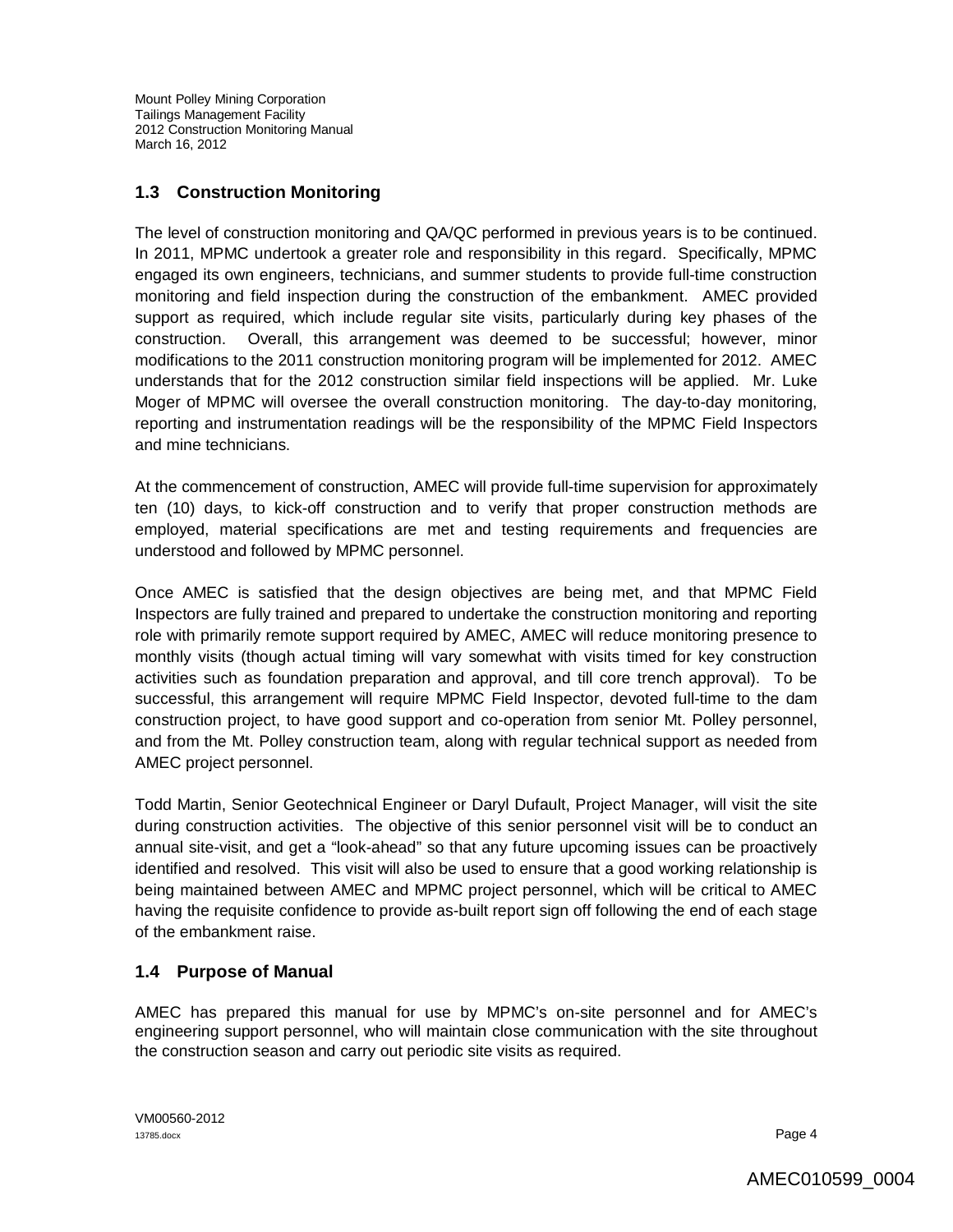## 1.3 Construction Monitoring

The level of construction monitoring and QA/QC performed in previous years is to be continued. In 2011, MPMC undertook a greater role and responsibility in this regard. Specifically, MPMC engaged its own engineers, technicians, and summer students to provide full-time construction monitoring and field inspection during the construction of the embankment. AMEC provided support as required, which include regular site visits, particularly during key phases of the construction. Overall, this arrangement was deemed to be successful; however, minor modifications to the 2011 construction monitoring program will be implemented for 2012. AMEC understands that for the 2012 construction similar field inspections will be applied. Mr. Luke Moger of MPMC will oversee the overall construction monitoring. The day-to-day monitoring, reporting and instrumentation readings will be the responsibility of the MPMC Field Inspectors and mine technicians.

At the commencement of construction, AMEC will provide full-time supervision for approximately ten (10) days, to kick-off construction and to verify that proper construction methods are employed, material specifications are met and testing requirements and frequencies are understood and followed by MPMC personnel.

Once AMEC is satisfied that the design objectives are being met, and that MPMC Field Inspectors are fully trained and prepared to undertake the construction monitoring and reporting role with primarily remote support required by AMEC, AMEC will reduce monitoring presence to monthly visits (though actual timing will vary somewhat with visits timed for key construction activities such as foundation preparation and approval, and till core trench approval). To be successful, this arrangement will require MPMC Field Inspector, devoted full-time to the dam construction project, to have good support and co-operation from senior Mt. Polley personnel, and from the Mt. Polley construction team, along with regular technical support as needed from AMEC project personnel.

Todd Martin, Senior Geotechnical Engineer or Daryl Dufault, Project Manager, will visit the site during construction activities. The objective of this senior personnel visit will be to conduct an annual site-visit, and get a "look-ahead" so that any future upcoming issues can be proactively identified and resolved. This visit will also be used to ensure that a good working relationship is being maintained between AMEC and MPMC project personnel, which will be critical to AMEC having the requisite confidence to provide as-built report sign off following the end of each stage of the embankment raise.

## 1.4 Purpose of Manual

AMEC has prepared this manual for use by MPMC's on-site personnel and for AMEC's engineering support personnel, who will maintain close communication with the site throughout the construction season and carry out periodic site visits as required.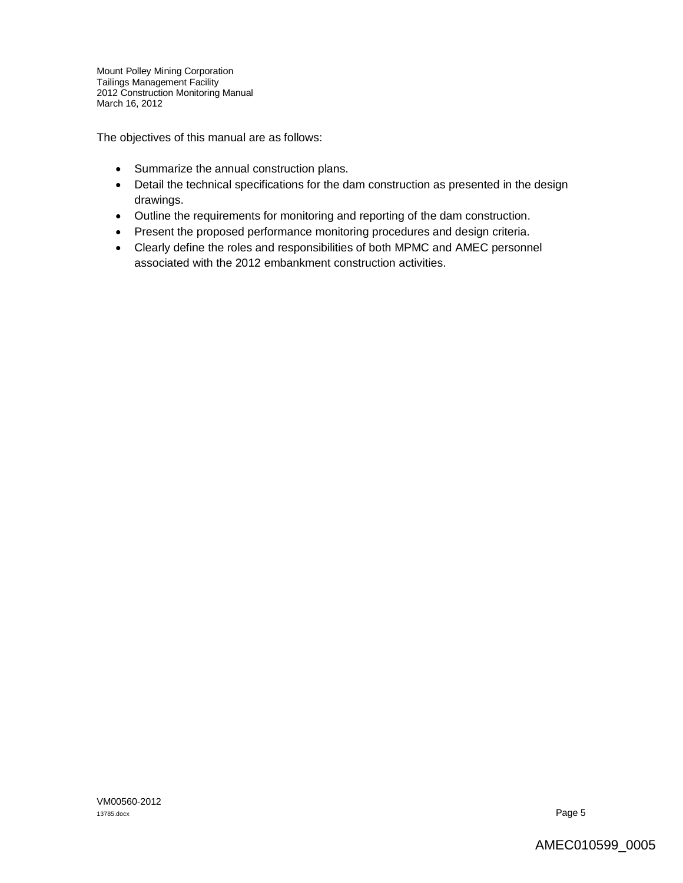The objectives of this manual are as follows:

- Summarize the annual construction plans.
- Detail the technical specifications for the dam construction as presented in the design drawings.
- Outline the requirements for monitoring and reporting of the dam construction.
- Present the proposed performance monitoring procedures and design criteria.
- Clearly define the roles and responsibilities of both MPMC and AMEC personnel associated with the 2012 embankment construction activities.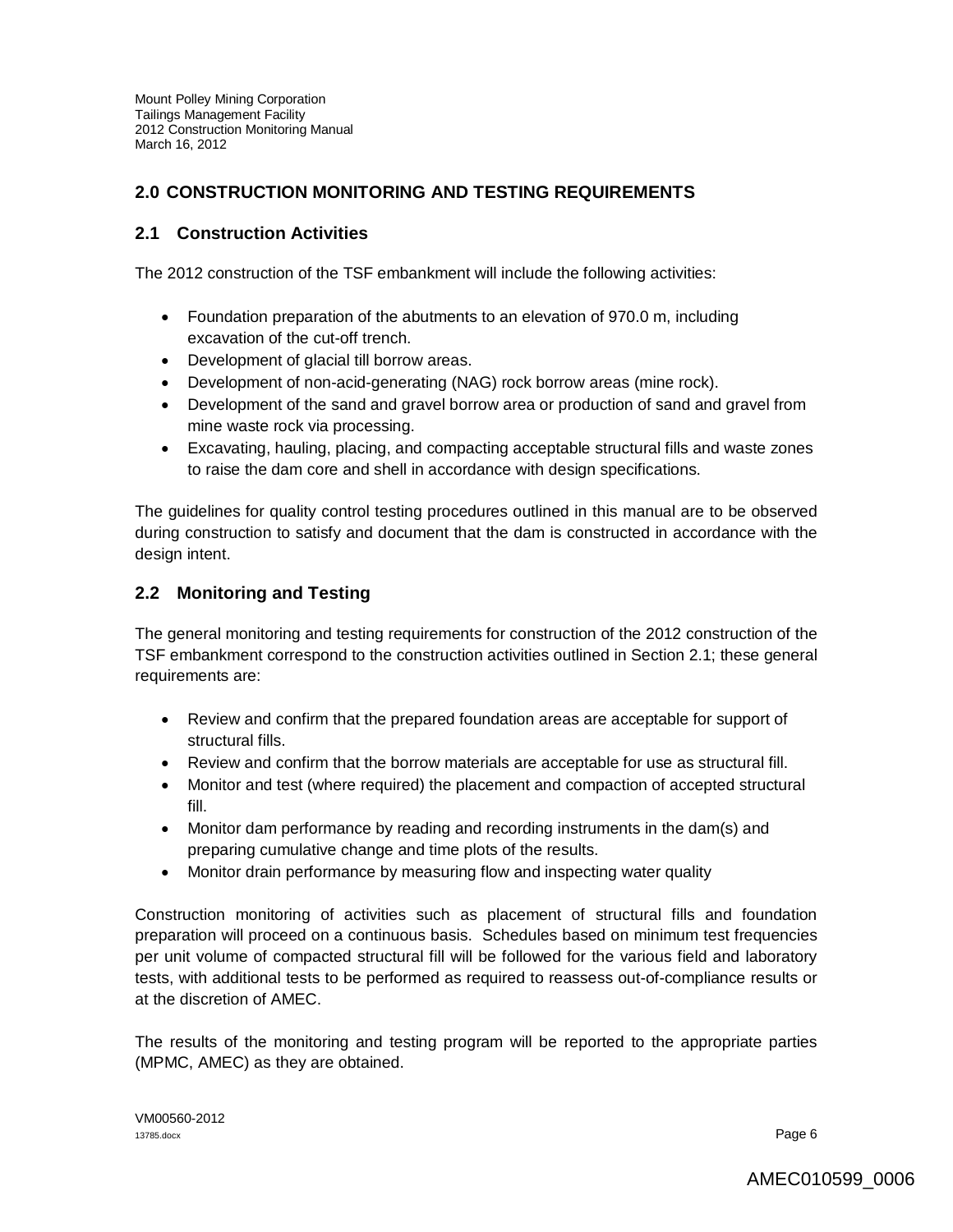## 2.0 CONSTRUCTION MONITORING AND TESTING REQUIREMENTS

### 2.1 Construction Activities

The 2012 construction of the TSF embankment will include the following activities:

- Foundation preparation of the abutments to an elevation of 970.0 m, including excavation of the cut-off trench.
- Development of glacial till borrow areas.
- Development of non-acid-generating (NAG) rock borrow areas (mine rock).
- Development of the sand and gravel borrow area or production of sand and gravel from mine waste rock via processing.
- Excavating, hauling, placing, and compacting acceptable structural fills and waste zones to raise the dam core and shell in accordance with design specifications.

The guidelines for quality control testing procedures outlined in this manual are to be observed during construction to satisfy and document that the dam is constructed in accordance with the design intent.

### 2.2 Monitoring and Testing

The general monitoring and testing requirements for construction of the 2012 construction of the TSF embankment correspond to the construction activities outlined in Section 2.1; these general requirements are:

- Review and confirm that the prepared foundation areas are acceptable for support of structural fills.
- Review and confirm that the borrow materials are acceptable for use as structural fill.
- Monitor and test (where required) the placement and compaction of accepted structural fill.
- Monitor dam performance by reading and recording instruments in the dam(s) and preparing cumulative change and time plots of the results.
- Monitor drain performance by measuring flow and inspecting water quality

Construction monitoring of activities such as placement of structural fills and foundation preparation will proceed on a continuous basis. Schedules based on minimum test frequencies per unit volume of compacted structural fill will be followed for the various field and laboratory tests, with additional tests to be performed as required to reassess out-of-compliance results or at the discretion of AMEC.

The results of the monitoring and testing program will be reported to the appropriate parties (MPMC, AMEC) as they are obtained.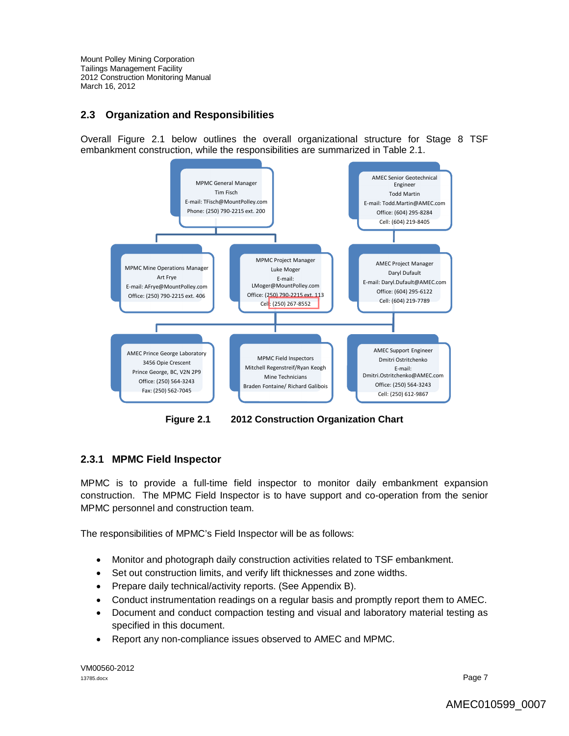## 2.3 Organization and Responsibilities

Overall Figure 2.1 below outlines the overall organizational structure for Stage 8 TSF embankment construction, while the responsibilities are summarized in Table 2.1.

MPMC General Manager
Tim Fisch
E-mail: TFisch@MountPolley.com
Phone: (250) 790-2215 ext. 200

AMEC Senior Geotechnical Engineer
Todd Martin
E-mail: Todd.Martin@AMEC.com
Office: (604) 295-8284
Cell: (604) 219-8405

MPMC Mine Operations Manager
Art Frye
E-mail: AFrye@MountPolley.com
Office: (250) 790-2215 ext. 406

MPMC Project Manager
Luke Moger
E-mail: LMoger@MountPolley.com
Office: (250) 790-2215 ext. 113
Cell: (250) 267-8552

AMEC Project Manager
Daryl Dufault
E-mail: Daryl.Dufault@AMEC.com
Office: (604) 295-6122
Cell: (604) 219-7789

AMEC Prince George Laboratory
3456 Opie Crescent
Prince George, BC, V2N 2P9
Office: (250) 564-3243
Fax: (250) 562-7045

MPMC Field Inspectors
Mitchell Regenstreif/Ryan Keogh
Mine Technicians
Braden Fontaine/ Richard Galibois

AMEC Support Engineer
Dmitri Ostritchenko
E-mail: Dmitri.Ostritchenko@AMEC.com
Office: (250) 564-3243
Cell: (250) 612-9867

**Figure 2.1 2012 Construction Organization Chart**

### 2.3.1 MPMC Field Inspector

MPMC is to provide a full-time field inspector to monitor daily embankment expansion construction. The MPMC Field Inspector is to have support and co-operation from the senior MPMC personnel and construction team.

The responsibilities of MPMC's Field Inspector will be as follows:

- Monitor and photograph daily construction activities related to TSF embankment.
- Set out construction limits, and verify lift thicknesses and zone widths.
- Prepare daily technical/activity reports. (See Appendix B).
- Conduct instrumentation readings on a regular basis and promptly report them to AMEC.
- Document and conduct compaction testing and visual and laboratory material testing as specified in this document.
- Report any non-compliance issues observed to AMEC and MPMC.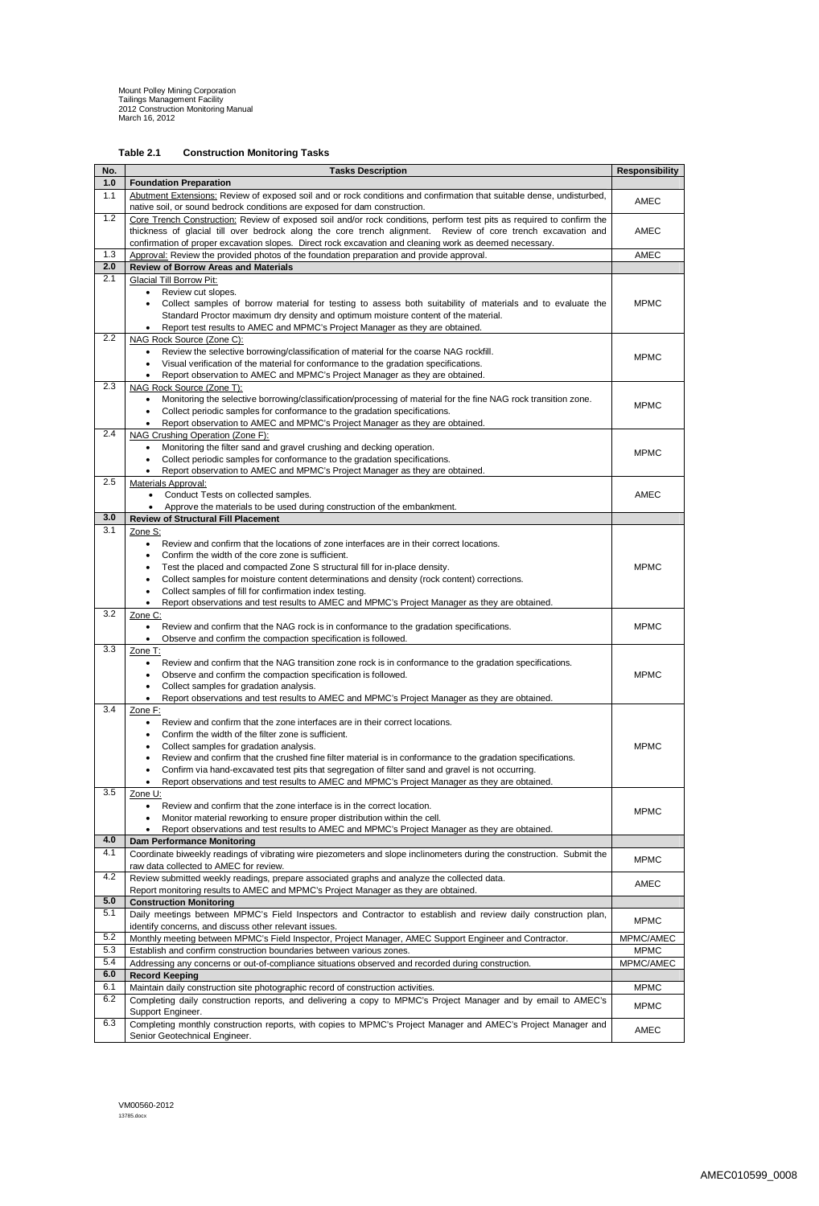Mount Polley Mining Corporation
Tailings Management Facility
2012 Construction Monitoring Manual
March 16, 2012

**Table 2.1 Construction Monitoring Tasks**

| No. | Tasks Description | Responsibility |
|---|---|---|
| **1.0** | **Foundation Preparation** | |
| 1.1 | Abutment Extensions: Review of exposed soil and or rock conditions and confirmation that suitable dense, undisturbed, native soil, or sound bedrock conditions are exposed for dam construction. | AMEC |
| 1.2 | Core Trench Construction: Review of exposed soil and/or rock conditions, perform test pits as required to confirm the thickness of glacial till over bedrock along the core trench alignment. Review of core trench excavation and confirmation of proper excavation slopes. Direct rock excavation and cleaning work as deemed necessary. | AMEC |
| 1.3 | Approval: Review the provided photos of the foundation preparation and provide approval. | AMEC |
| **2.0** | **Review of Borrow Areas and Materials** | |
| 2.1 | Glacial Till Borrow Pit: <br>• Review cut slopes. <br>• Collect samples of borrow material for testing to assess both suitability of materials and to evaluate the Standard Proctor maximum dry density and optimum moisture content of the material. <br>• Report test results to AMEC and MPMC's Project Manager as they are obtained. | MPMC |
| 2.2 | NAG Rock Source (Zone C): <br>• Review the selective borrowing/classification of material for the coarse NAG rockfill. <br>• Visual verification of the material for conformance to the gradation specifications. <br>• Report observation to AMEC and MPMC's Project Manager as they are obtained. | MPMC |
| 2.3 | NAG Rock Source (Zone T): <br>• Monitoring the selective borrowing/classification/processing of material for the fine NAG rock transition zone. <br>• Collect periodic samples for conformance to the gradation specifications. <br>• Report observation to AMEC and MPMC's Project Manager as they are obtained. | MPMC |
| 2.4 | NAG Crushing Operation (Zone F): <br>• Monitoring the filter sand and gravel crushing and decking operation. <br>• Collect periodic samples for conformance to the gradation specifications. <br>• Report observation to AMEC and MPMC's Project Manager as they are obtained. | MPMC |
| 2.5 | Materials Approval: <br>• Conduct Tests on collected samples. <br>• Approve the materials to be used during construction of the embankment. | AMEC |
| **3.0** | **Review of Structural Fill Placement** | |
| 3.1 | Zone S: <br>• Review and confirm that the locations of zone interfaces are in their correct locations. <br>• Confirm the width of the core zone is sufficient. <br>• Test the placed and compacted Zone S structural fill for in-place density. <br>• Collect samples for moisture content determinations and density (rock content) corrections. <br>• Collect samples of fill for confirmation index testing. <br>• Report observations and test results to AMEC and MPMC's Project Manager as they are obtained. | MPMC |
| 3.2 | Zone C: <br>• Review and confirm that the NAG rock is in conformance to the gradation specifications. <br>• Observe and confirm the compaction specification is followed. | MPMC |
| 3.3 | Zone T: <br>• Review and confirm that the NAG transition zone rock is in conformance to the gradation specifications. <br>• Observe and confirm the compaction specification is followed. <br>• Collect samples for gradation analysis. <br>• Report observations and test results to AMEC and MPMC's Project Manager as they are obtained. | MPMC |
| 3.4 | Zone F: <br>• Review and confirm that the zone interfaces are in their correct locations. <br>• Confirm the width of the filter zone is sufficient. <br>• Collect samples for gradation analysis. <br>• Review and confirm that the crushed fine filter material is in conformance to the gradation specifications. <br>• Confirm via hand-excavated test pits that segregation of filter sand and gravel is not occurring. <br>• Report observations and test results to AMEC and MPMC's Project Manager as they are obtained. | MPMC |
| 3.5 | Zone U: <br>• Review and confirm that the zone interface is in the correct location. <br>• Monitor material reworking to ensure proper distribution within the cell. <br>• Report observations and test results to AMEC and MPMC's Project Manager as they are obtained. | MPMC |
| **4.0** | **Dam Performance Monitoring** | |
| 4.1 | Coordinate biweekly readings of vibrating wire piezometers and slope inclinometers during the construction. Submit the raw data collected to AMEC for review. | MPMC |
| 4.2 | Review submitted weekly readings, prepare associated graphs and analyze the collected data. Report monitoring results to AMEC and MPMC's Project Manager as they are obtained. | AMEC |
| **5.0** | **Construction Monitoring** | |
| 5.1 | Daily meetings between MPMC's Field Inspectors and Contractor to establish and review daily construction plan, identify concerns, and discuss other relevant issues. | MPMC |
| 5.2 | Monthly meeting between MPMC's Field Inspector, Project Manager, AMEC Support Engineer and Contractor. | MPMC/AMEC |
| 5.3 | Establish and confirm construction boundaries between various zones. | MPMC |
| 5.4 | Addressing any concerns or out-of-compliance situations observed and recorded during construction. | MPMC/AMEC |
| **6.0** | **Record Keeping** | |
| 6.1 | Maintain daily construction site photographic record of construction activities. | MPMC |
| 6.2 | Completing daily construction reports, and delivering a copy to MPMC's Project Manager and by email to AMEC's Support Engineer. | MPMC |
| 6.3 | Completing monthly construction reports, with copies to MPMC's Project Manager and AMEC's Project Manager and Senior Geotechnical Engineer. | AMEC |

VM00560-2012
13785.docx

AMEC010599_0008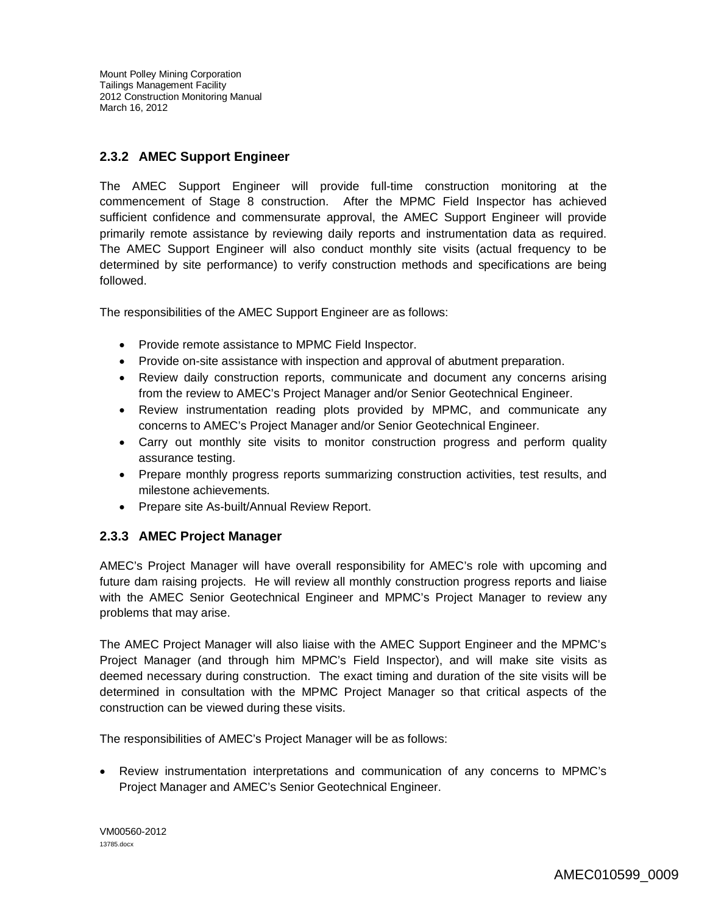### 2.3.2 AMEC Support Engineer

The AMEC Support Engineer will provide full-time construction monitoring at the commencement of Stage 8 construction. After the MPMC Field Inspector has achieved sufficient confidence and commensurate approval, the AMEC Support Engineer will provide primarily remote assistance by reviewing daily reports and instrumentation data as required. The AMEC Support Engineer will also conduct monthly site visits (actual frequency to be determined by site performance) to verify construction methods and specifications are being followed.

The responsibilities of the AMEC Support Engineer are as follows:

- Provide remote assistance to MPMC Field Inspector.
- Provide on-site assistance with inspection and approval of abutment preparation.
- Review daily construction reports, communicate and document any concerns arising from the review to AMEC's Project Manager and/or Senior Geotechnical Engineer.
- Review instrumentation reading plots provided by MPMC, and communicate any concerns to AMEC's Project Manager and/or Senior Geotechnical Engineer.
- Carry out monthly site visits to monitor construction progress and perform quality assurance testing.
- Prepare monthly progress reports summarizing construction activities, test results, and milestone achievements.
- Prepare site As-built/Annual Review Report.

### 2.3.3 AMEC Project Manager

AMEC's Project Manager will have overall responsibility for AMEC's role with upcoming and future dam raising projects. He will review all monthly construction progress reports and liaise with the AMEC Senior Geotechnical Engineer and MPMC's Project Manager to review any problems that may arise.

The AMEC Project Manager will also liaise with the AMEC Support Engineer and the MPMC's Project Manager (and through him MPMC's Field Inspector), and will make site visits as deemed necessary during construction. The exact timing and duration of the site visits will be determined in consultation with the MPMC Project Manager so that critical aspects of the construction can be viewed during these visits.

The responsibilities of AMEC's Project Manager will be as follows:

- Review instrumentation interpretations and communication of any concerns to MPMC's Project Manager and AMEC's Senior Geotechnical Engineer.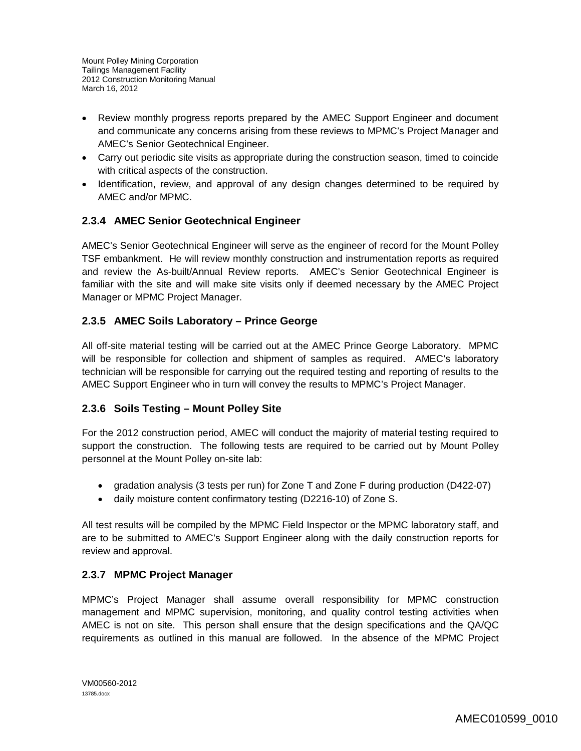- Review monthly progress reports prepared by the AMEC Support Engineer and document and communicate any concerns arising from these reviews to MPMC's Project Manager and AMEC's Senior Geotechnical Engineer.
- Carry out periodic site visits as appropriate during the construction season, timed to coincide with critical aspects of the construction.
- Identification, review, and approval of any design changes determined to be required by AMEC and/or MPMC.

### 2.3.4 AMEC Senior Geotechnical Engineer

AMEC's Senior Geotechnical Engineer will serve as the engineer of record for the Mount Polley TSF embankment. He will review monthly construction and instrumentation reports as required and review the As-built/Annual Review reports. AMEC's Senior Geotechnical Engineer is familiar with the site and will make site visits only if deemed necessary by the AMEC Project Manager or MPMC Project Manager.

### 2.3.5 AMEC Soils Laboratory – Prince George

All off-site material testing will be carried out at the AMEC Prince George Laboratory. MPMC will be responsible for collection and shipment of samples as required. AMEC's laboratory technician will be responsible for carrying out the required testing and reporting of results to the AMEC Support Engineer who in turn will convey the results to MPMC's Project Manager.

### 2.3.6 Soils Testing – Mount Polley Site

For the 2012 construction period, AMEC will conduct the majority of material testing required to support the construction. The following tests are required to be carried out by Mount Polley personnel at the Mount Polley on-site lab:

- gradation analysis (3 tests per run) for Zone T and Zone F during production (D422-07)
- daily moisture content confirmatory testing (D2216-10) of Zone S.

All test results will be compiled by the MPMC Field Inspector or the MPMC laboratory staff, and are to be submitted to AMEC's Support Engineer along with the daily construction reports for review and approval.

### 2.3.7 MPMC Project Manager

MPMC's Project Manager shall assume overall responsibility for MPMC construction management and MPMC supervision, monitoring, and quality control testing activities when AMEC is not on site. This person shall ensure that the design specifications and the QA/QC requirements as outlined in this manual are followed. In the absence of the MPMC Project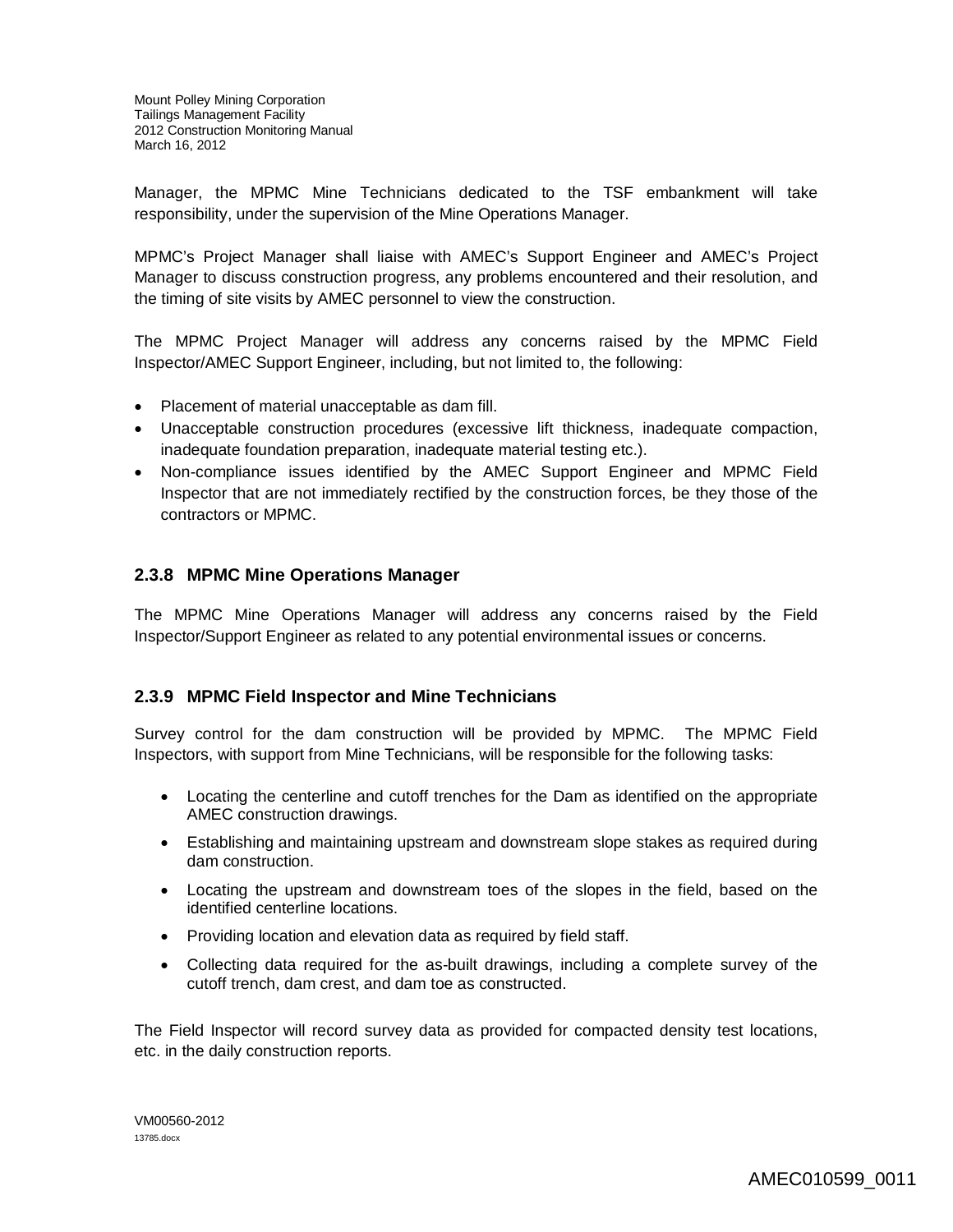Manager, the MPMC Mine Technicians dedicated to the TSF embankment will take responsibility, under the supervision of the Mine Operations Manager.

MPMC's Project Manager shall liaise with AMEC's Support Engineer and AMEC's Project Manager to discuss construction progress, any problems encountered and their resolution, and the timing of site visits by AMEC personnel to view the construction.

The MPMC Project Manager will address any concerns raised by the MPMC Field Inspector/AMEC Support Engineer, including, but not limited to, the following:

- Placement of material unacceptable as dam fill.
- Unacceptable construction procedures (excessive lift thickness, inadequate compaction, inadequate foundation preparation, inadequate material testing etc.).
- Non-compliance issues identified by the AMEC Support Engineer and MPMC Field Inspector that are not immediately rectified by the construction forces, be they those of the contractors or MPMC.

### 2.3.8 MPMC Mine Operations Manager

The MPMC Mine Operations Manager will address any concerns raised by the Field Inspector/Support Engineer as related to any potential environmental issues or concerns.

### 2.3.9 MPMC Field Inspector and Mine Technicians

Survey control for the dam construction will be provided by MPMC. The MPMC Field Inspectors, with support from Mine Technicians, will be responsible for the following tasks:

- Locating the centerline and cutoff trenches for the Dam as identified on the appropriate AMEC construction drawings.
- Establishing and maintaining upstream and downstream slope stakes as required during dam construction.
- Locating the upstream and downstream toes of the slopes in the field, based on the identified centerline locations.
- Providing location and elevation data as required by field staff.
- Collecting data required for the as-built drawings, including a complete survey of the cutoff trench, dam crest, and dam toe as constructed.

The Field Inspector will record survey data as provided for compacted density test locations, etc. in the daily construction reports.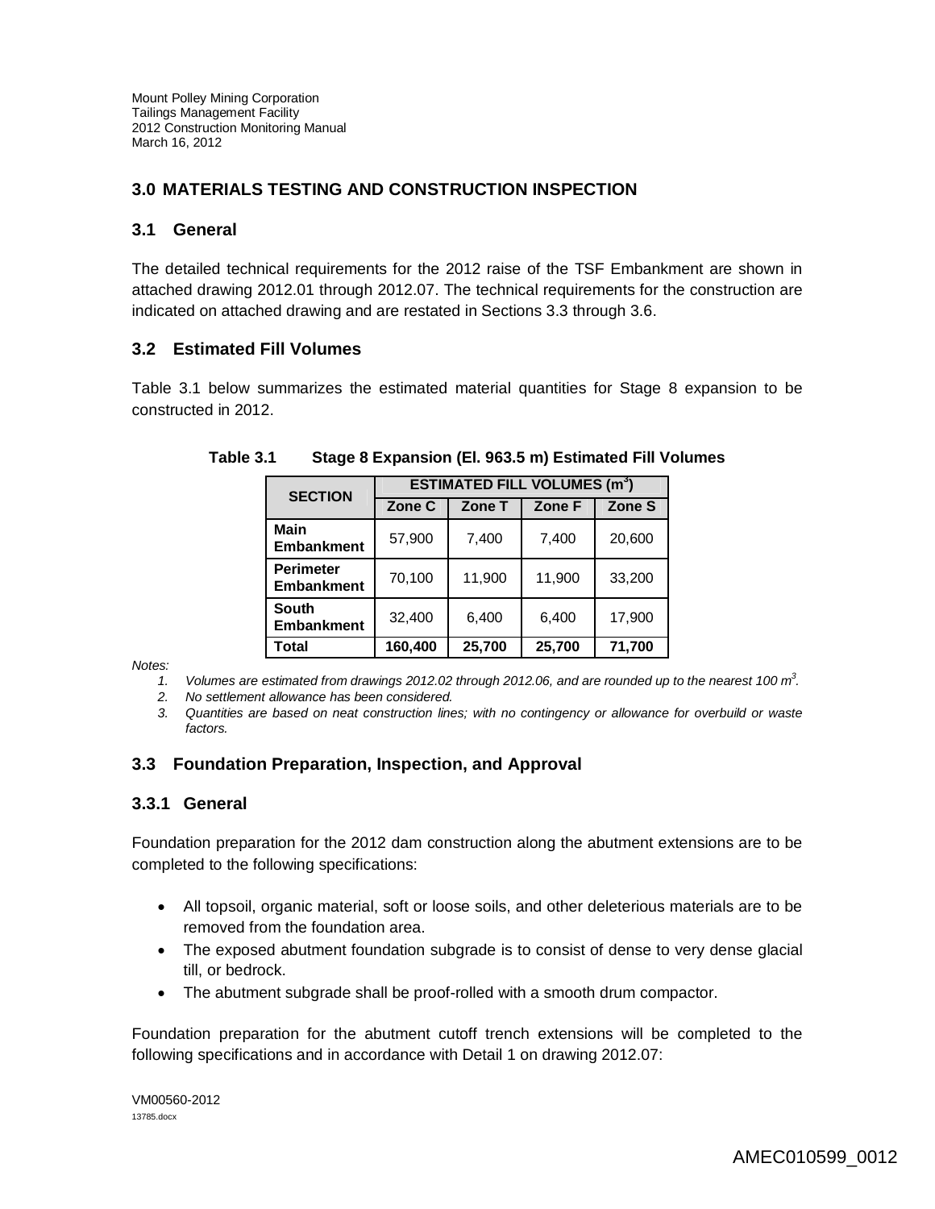## 3.0 MATERIALS TESTING AND CONSTRUCTION INSPECTION

### 3.1 General

The detailed technical requirements for the 2012 raise of the TSF Embankment are shown in attached drawing 2012.01 through 2012.07. The technical requirements for the construction are indicated on attached drawing and are restated in Sections 3.3 through 3.6.

### 3.2 Estimated Fill Volumes

Table 3.1 below summarizes the estimated material quantities for Stage 8 expansion to be constructed in 2012.

**Table 3.1 Stage 8 Expansion (El. 963.5 m) Estimated Fill Volumes**

| SECTION | ESTIMATED FILL VOLUMES ($m^3$) | | | |
|---|---|---|---|---|
| | Zone C | Zone T | Zone F | Zone S |
| **Main Embankment** | 57,900 | 7,400 | 7,400 | 20,600 |
| **Perimeter Embankment** | 70,100 | 11,900 | 11,900 | 33,200 |
| **South Embankment** | 32,400 | 6,400 | 6,400 | 17,900 |
| **Total** | **160,400** | **25,700** | **25,700** | **71,700** |

*Notes:*

1. *Volumes are estimated from drawings 2012.02 through 2012.06, and are rounded up to the nearest 100 $m^3$.*
2. *No settlement allowance has been considered.*
3. *Quantities are based on neat construction lines; with no contingency or allowance for overbuild or waste factors.*

### 3.3 Foundation Preparation, Inspection, and Approval

#### 3.3.1 General

Foundation preparation for the 2012 dam construction along the abutment extensions are to be completed to the following specifications:

- All topsoil, organic material, soft or loose soils, and other deleterious materials are to be removed from the foundation area.
- The exposed abutment foundation subgrade is to consist of dense to very dense glacial till, or bedrock.
- The abutment subgrade shall be proof-rolled with a smooth drum compactor.

Foundation preparation for the abutment cutoff trench extensions will be completed to the following specifications and in accordance with Detail 1 on drawing 2012.07: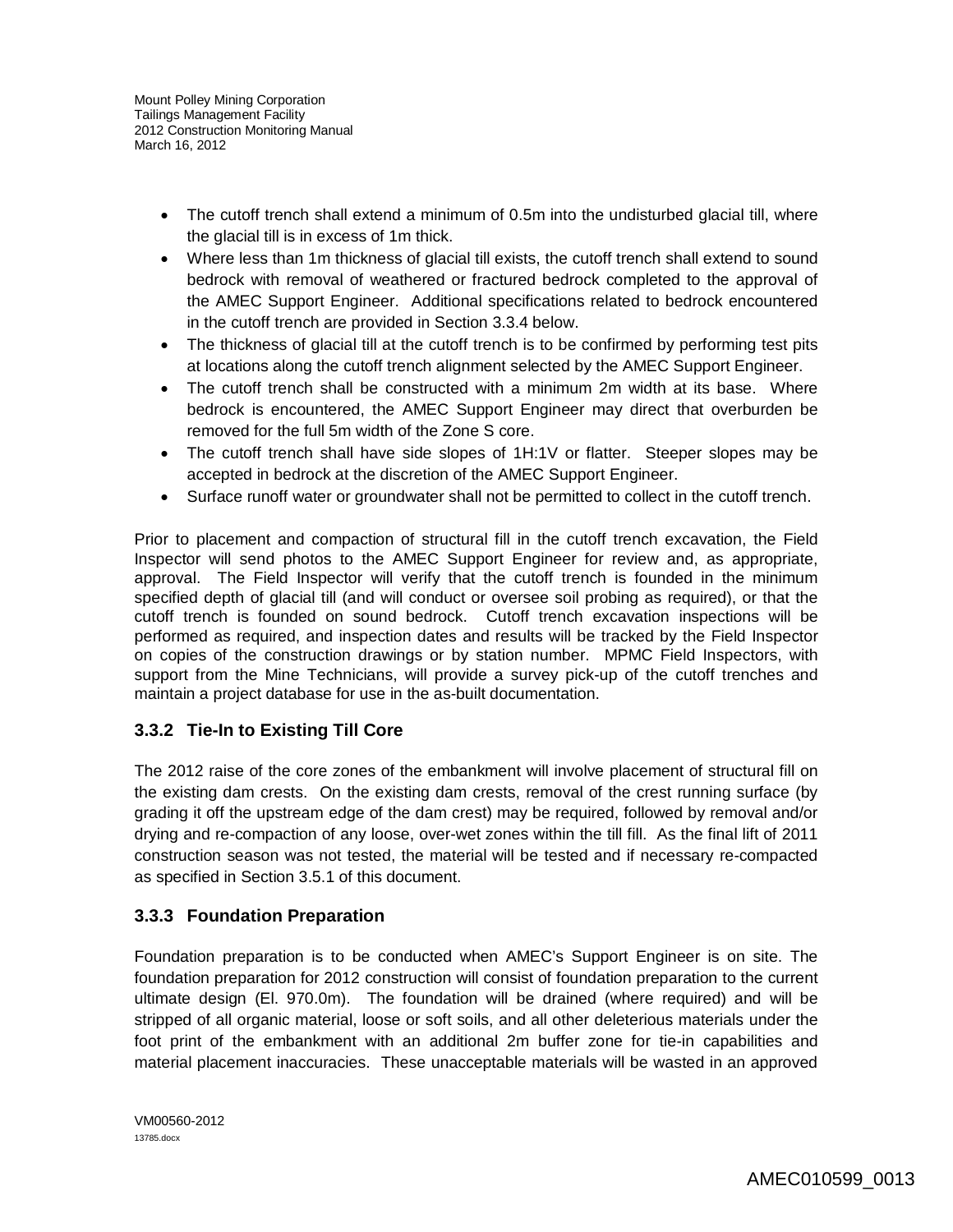- The cutoff trench shall extend a minimum of 0.5m into the undisturbed glacial till, where the glacial till is in excess of 1m thick.
- Where less than 1m thickness of glacial till exists, the cutoff trench shall extend to sound bedrock with removal of weathered or fractured bedrock completed to the approval of the AMEC Support Engineer. Additional specifications related to bedrock encountered in the cutoff trench are provided in Section 3.3.4 below.
- The thickness of glacial till at the cutoff trench is to be confirmed by performing test pits at locations along the cutoff trench alignment selected by the AMEC Support Engineer.
- The cutoff trench shall be constructed with a minimum 2m width at its base. Where bedrock is encountered, the AMEC Support Engineer may direct that overburden be removed for the full 5m width of the Zone S core.
- The cutoff trench shall have side slopes of 1H:1V or flatter. Steeper slopes may be accepted in bedrock at the discretion of the AMEC Support Engineer.
- Surface runoff water or groundwater shall not be permitted to collect in the cutoff trench.

Prior to placement and compaction of structural fill in the cutoff trench excavation, the Field Inspector will send photos to the AMEC Support Engineer for review and, as appropriate, approval. The Field Inspector will verify that the cutoff trench is founded in the minimum specified depth of glacial till (and will conduct or oversee soil probing as required), or that the cutoff trench is founded on sound bedrock. Cutoff trench excavation inspections will be performed as required, and inspection dates and results will be tracked by the Field Inspector on copies of the construction drawings or by station number. MPMC Field Inspectors, with support from the Mine Technicians, will provide a survey pick-up of the cutoff trenches and maintain a project database for use in the as-built documentation.

### 3.3.2 Tie-In to Existing Till Core

The 2012 raise of the core zones of the embankment will involve placement of structural fill on the existing dam crests. On the existing dam crests, removal of the crest running surface (by grading it off the upstream edge of the dam crest) may be required, followed by removal and/or drying and re-compaction of any loose, over-wet zones within the till fill. As the final lift of 2011 construction season was not tested, the material will be tested and if necessary re-compacted as specified in Section 3.5.1 of this document.

### 3.3.3 Foundation Preparation

Foundation preparation is to be conducted when AMEC's Support Engineer is on site. The foundation preparation for 2012 construction will consist of foundation preparation to the current ultimate design (El. 970.0m). The foundation will be drained (where required) and will be stripped of all organic material, loose or soft soils, and all other deleterious materials under the foot print of the embankment with an additional 2m buffer zone for tie-in capabilities and material placement inaccuracies. These unacceptable materials will be wasted in an approved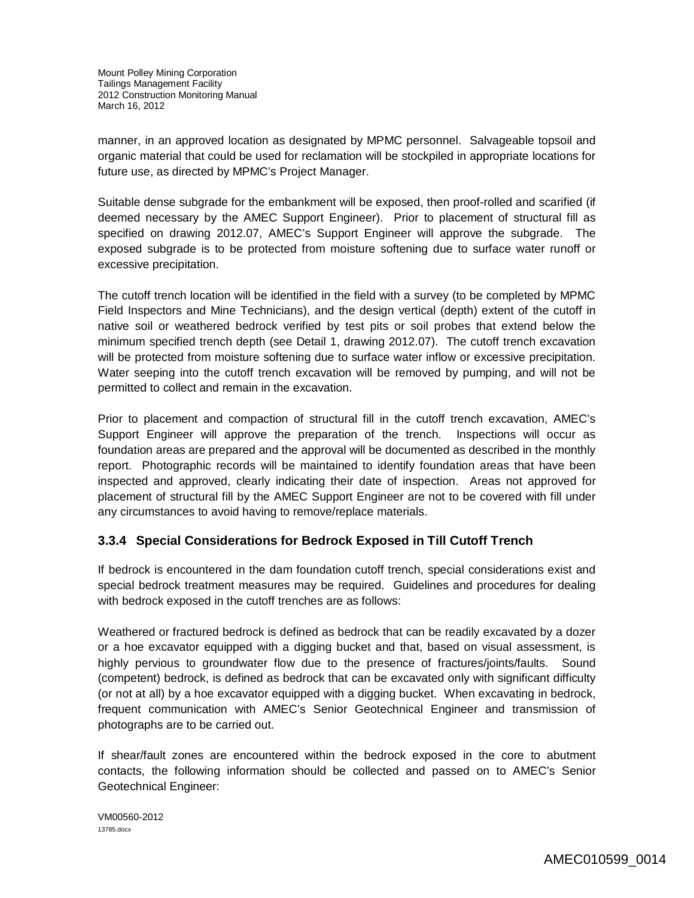manner, in an approved location as designated by MPMC personnel. Salvageable topsoil and organic material that could be used for reclamation will be stockpiled in appropriate locations for future use, as directed by MPMC's Project Manager.

Suitable dense subgrade for the embankment will be exposed, then proof-rolled and scarified (if deemed necessary by the AMEC Support Engineer). Prior to placement of structural fill as specified on drawing 2012.07, AMEC's Support Engineer will approve the subgrade. The exposed subgrade is to be protected from moisture softening due to surface water runoff or excessive precipitation.

The cutoff trench location will be identified in the field with a survey (to be completed by MPMC Field Inspectors and Mine Technicians), and the design vertical (depth) extent of the cutoff in native soil or weathered bedrock verified by test pits or soil probes that extend below the minimum specified trench depth (see Detail 1, drawing 2012.07). The cutoff trench excavation will be protected from moisture softening due to surface water inflow or excessive precipitation. Water seeping into the cutoff trench excavation will be removed by pumping, and will not be permitted to collect and remain in the excavation.

Prior to placement and compaction of structural fill in the cutoff trench excavation, AMEC's Support Engineer will approve the preparation of the trench. Inspections will occur as foundation areas are prepared and the approval will be documented as described in the monthly report. Photographic records will be maintained to identify foundation areas that have been inspected and approved, clearly indicating their date of inspection. Areas not approved for placement of structural fill by the AMEC Support Engineer are not to be covered with fill under any circumstances to avoid having to remove/replace materials.

### 3.3.4 Special Considerations for Bedrock Exposed in Till Cutoff Trench

If bedrock is encountered in the dam foundation cutoff trench, special considerations exist and special bedrock treatment measures may be required. Guidelines and procedures for dealing with bedrock exposed in the cutoff trenches are as follows:

Weathered or fractured bedrock is defined as bedrock that can be readily excavated by a dozer or a hoe excavator equipped with a digging bucket and that, based on visual assessment, is highly pervious to groundwater flow due to the presence of fractures/joints/faults. Sound (competent) bedrock, is defined as bedrock that can be excavated only with significant difficulty (or not at all) by a hoe excavator equipped with a digging bucket. When excavating in bedrock, frequent communication with AMEC's Senior Geotechnical Engineer and transmission of photographs are to be carried out.

If shear/fault zones are encountered within the bedrock exposed in the core to abutment contacts, the following information should be collected and passed on to AMEC's Senior Geotechnical Engineer: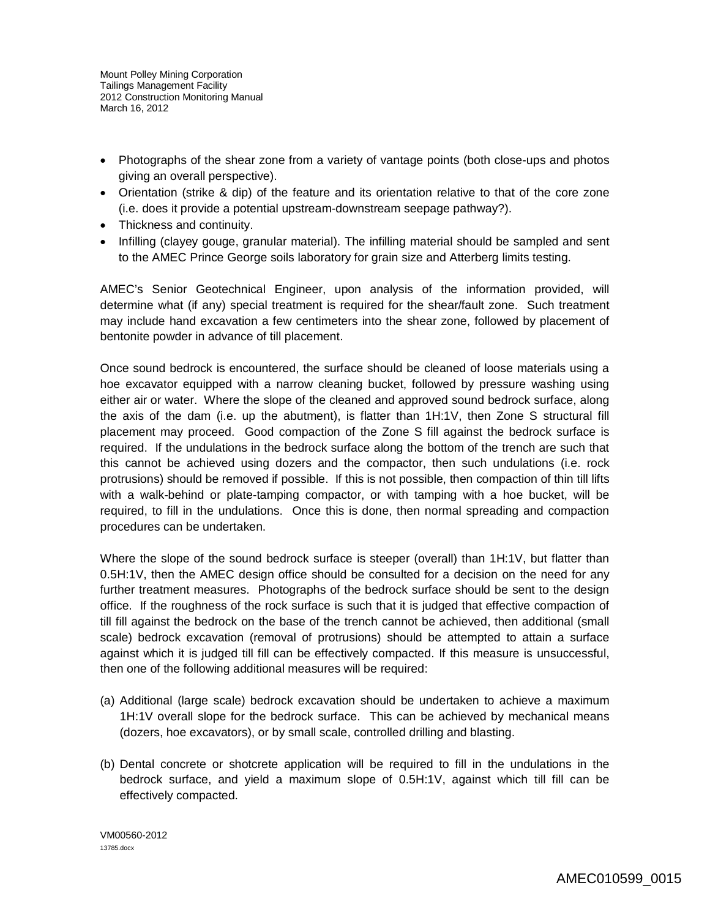- Photographs of the shear zone from a variety of vantage points (both close-ups and photos giving an overall perspective).
- Orientation (strike & dip) of the feature and its orientation relative to that of the core zone (i.e. does it provide a potential upstream-downstream seepage pathway?).
- Thickness and continuity.
- Infilling (clayey gouge, granular material). The infilling material should be sampled and sent to the AMEC Prince George soils laboratory for grain size and Atterberg limits testing.

AMEC's Senior Geotechnical Engineer, upon analysis of the information provided, will determine what (if any) special treatment is required for the shear/fault zone. Such treatment may include hand excavation a few centimeters into the shear zone, followed by placement of bentonite powder in advance of till placement.

Once sound bedrock is encountered, the surface should be cleaned of loose materials using a hoe excavator equipped with a narrow cleaning bucket, followed by pressure washing using either air or water. Where the slope of the cleaned and approved sound bedrock surface, along the axis of the dam (i.e. up the abutment), is flatter than 1H:1V, then Zone S structural fill placement may proceed. Good compaction of the Zone S fill against the bedrock surface is required. If the undulations in the bedrock surface along the bottom of the trench are such that this cannot be achieved using dozers and the compactor, then such undulations (i.e. rock protrusions) should be removed if possible. If this is not possible, then compaction of thin till lifts with a walk-behind or plate-tamping compactor, or with tamping with a hoe bucket, will be required, to fill in the undulations. Once this is done, then normal spreading and compaction procedures can be undertaken.

Where the slope of the sound bedrock surface is steeper (overall) than 1H:1V, but flatter than 0.5H:1V, then the AMEC design office should be consulted for a decision on the need for any further treatment measures. Photographs of the bedrock surface should be sent to the design office. If the roughness of the rock surface is such that it is judged that effective compaction of till fill against the bedrock on the base of the trench cannot be achieved, then additional (small scale) bedrock excavation (removal of protrusions) should be attempted to attain a surface against which it is judged till fill can be effectively compacted. If this measure is unsuccessful, then one of the following additional measures will be required:

(a) Additional (large scale) bedrock excavation should be undertaken to achieve a maximum 1H:1V overall slope for the bedrock surface. This can be achieved by mechanical means (dozers, hoe excavators), or by small scale, controlled drilling and blasting.

(b) Dental concrete or shotcrete application will be required to fill in the undulations in the bedrock surface, and yield a maximum slope of 0.5H:1V, against which till fill can be effectively compacted.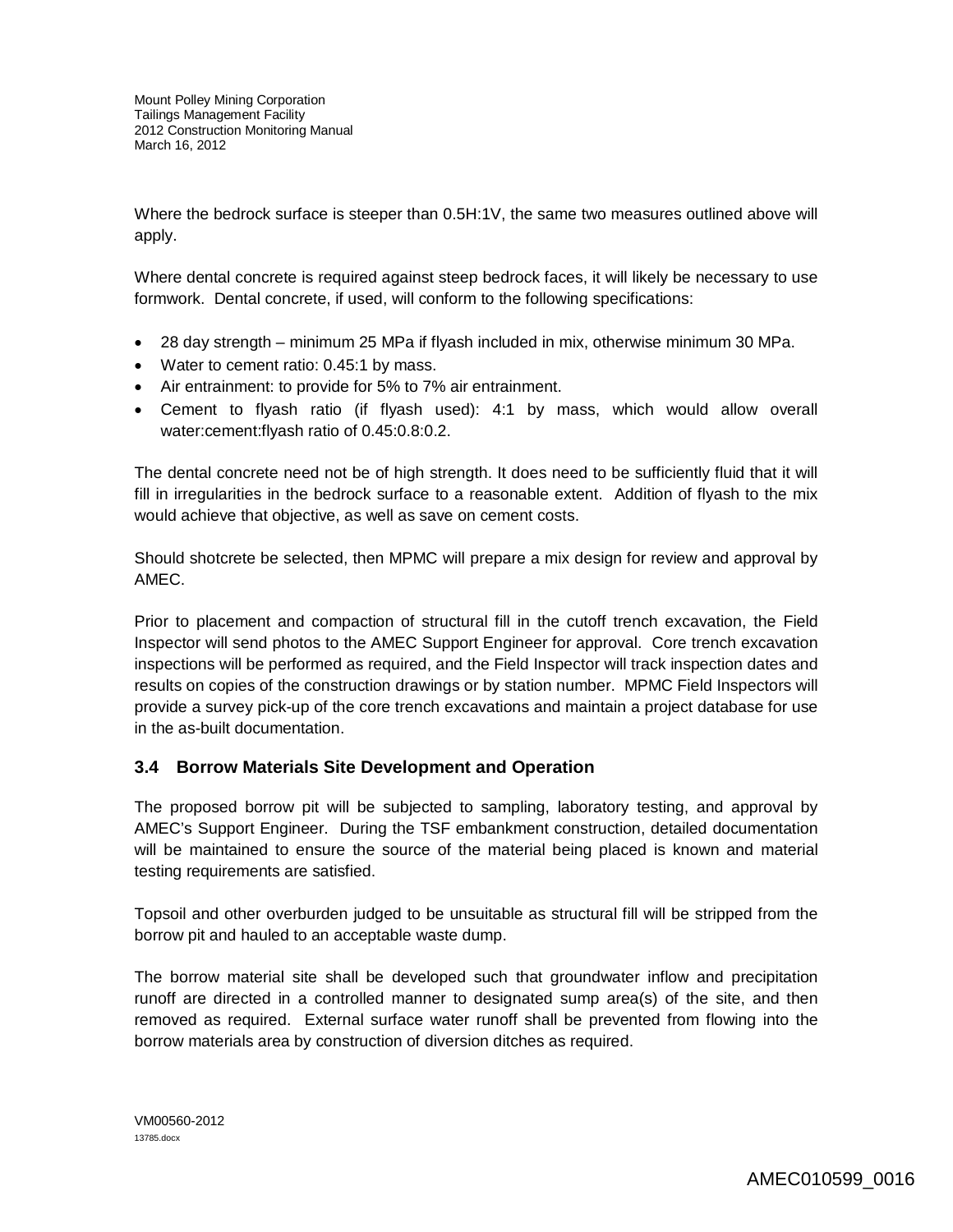Where the bedrock surface is steeper than 0.5H:1V, the same two measures outlined above will apply.

Where dental concrete is required against steep bedrock faces, it will likely be necessary to use formwork. Dental concrete, if used, will conform to the following specifications:

- 28 day strength – minimum 25 MPa if flyash included in mix, otherwise minimum 30 MPa.
- Water to cement ratio: 0.45:1 by mass.
- Air entrainment: to provide for 5% to 7% air entrainment.
- Cement to flyash ratio (if flyash used): 4:1 by mass, which would allow overall water:cement:flyash ratio of 0.45:0.8:0.2.

The dental concrete need not be of high strength. It does need to be sufficiently fluid that it will fill in irregularities in the bedrock surface to a reasonable extent. Addition of flyash to the mix would achieve that objective, as well as save on cement costs.

Should shotcrete be selected, then MPMC will prepare a mix design for review and approval by AMEC.

Prior to placement and compaction of structural fill in the cutoff trench excavation, the Field Inspector will send photos to the AMEC Support Engineer for approval. Core trench excavation inspections will be performed as required, and the Field Inspector will track inspection dates and results on copies of the construction drawings or by station number. MPMC Field Inspectors will provide a survey pick-up of the core trench excavations and maintain a project database for use in the as-built documentation.

## 3.4 Borrow Materials Site Development and Operation

The proposed borrow pit will be subjected to sampling, laboratory testing, and approval by AMEC's Support Engineer. During the TSF embankment construction, detailed documentation will be maintained to ensure the source of the material being placed is known and material testing requirements are satisfied.

Topsoil and other overburden judged to be unsuitable as structural fill will be stripped from the borrow pit and hauled to an acceptable waste dump.

The borrow material site shall be developed such that groundwater inflow and precipitation runoff are directed in a controlled manner to designated sump area(s) of the site, and then removed as required. External surface water runoff shall be prevented from flowing into the borrow materials area by construction of diversion ditches as required.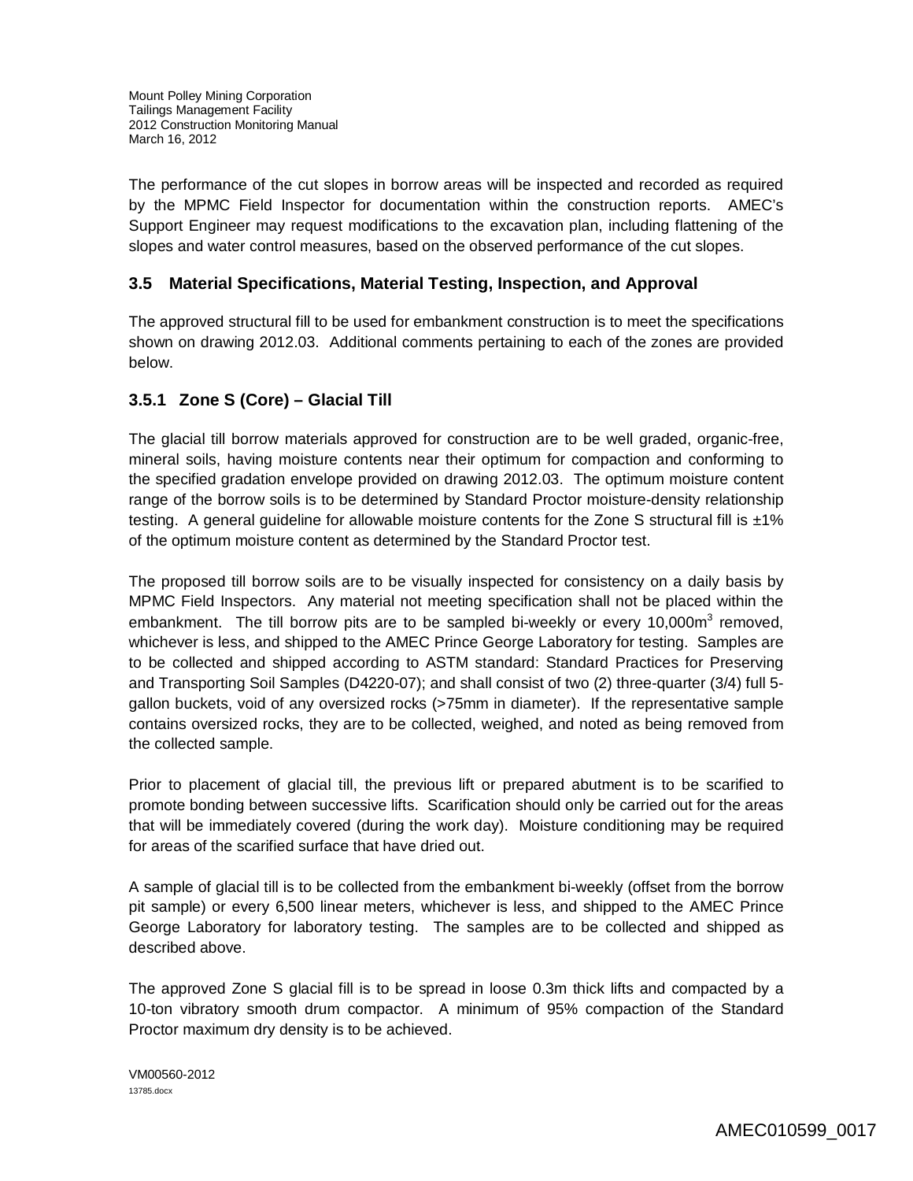The performance of the cut slopes in borrow areas will be inspected and recorded as required by the MPMC Field Inspector for documentation within the construction reports. AMEC's Support Engineer may request modifications to the excavation plan, including flattening of the slopes and water control measures, based on the observed performance of the cut slopes.

## 3.5 Material Specifications, Material Testing, Inspection, and Approval

The approved structural fill to be used for embankment construction is to meet the specifications shown on drawing 2012.03. Additional comments pertaining to each of the zones are provided below.

### 3.5.1 Zone S (Core) – Glacial Till

The glacial till borrow materials approved for construction are to be well graded, organic-free, mineral soils, having moisture contents near their optimum for compaction and conforming to the specified gradation envelope provided on drawing 2012.03. The optimum moisture content range of the borrow soils is to be determined by Standard Proctor moisture-density relationship testing. A general guideline for allowable moisture contents for the Zone S structural fill is ±1% of the optimum moisture content as determined by the Standard Proctor test.

The proposed till borrow soils are to be visually inspected for consistency on a daily basis by MPMC Field Inspectors. Any material not meeting specification shall not be placed within the embankment. The till borrow pits are to be sampled bi-weekly or every 10,000m$^3$ removed, whichever is less, and shipped to the AMEC Prince George Laboratory for testing. Samples are to be collected and shipped according to ASTM standard: Standard Practices for Preserving and Transporting Soil Samples (D4220-07); and shall consist of two (2) three-quarter (3/4) full 5-gallon buckets, void of any oversized rocks (>75mm in diameter). If the representative sample contains oversized rocks, they are to be collected, weighed, and noted as being removed from the collected sample.

Prior to placement of glacial till, the previous lift or prepared abutment is to be scarified to promote bonding between successive lifts. Scarification should only be carried out for the areas that will be immediately covered (during the work day). Moisture conditioning may be required for areas of the scarified surface that have dried out.

A sample of glacial till is to be collected from the embankment bi-weekly (offset from the borrow pit sample) or every 6,500 linear meters, whichever is less, and shipped to the AMEC Prince George Laboratory for laboratory testing. The samples are to be collected and shipped as described above.

The approved Zone S glacial fill is to be spread in loose 0.3m thick lifts and compacted by a 10-ton vibratory smooth drum compactor. A minimum of 95% compaction of the Standard Proctor maximum dry density is to be achieved.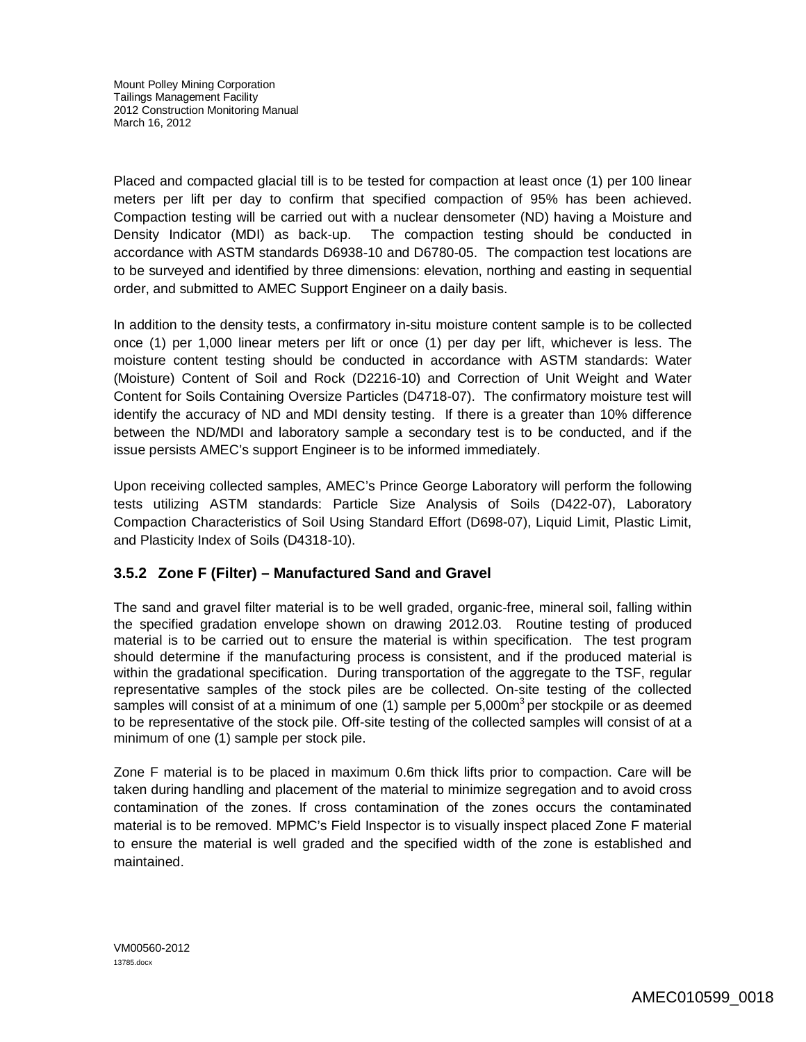Placed and compacted glacial till is to be tested for compaction at least once (1) per 100 linear meters per lift per day to confirm that specified compaction of 95% has been achieved. Compaction testing will be carried out with a nuclear densometer (ND) having a Moisture and Density Indicator (MDI) as back-up. The compaction testing should be conducted in accordance with ASTM standards D6938-10 and D6780-05. The compaction test locations are to be surveyed and identified by three dimensions: elevation, northing and easting in sequential order, and submitted to AMEC Support Engineer on a daily basis.

In addition to the density tests, a confirmatory in-situ moisture content sample is to be collected once (1) per 1,000 linear meters per lift or once (1) per day per lift, whichever is less. The moisture content testing should be conducted in accordance with ASTM standards: Water (Moisture) Content of Soil and Rock (D2216-10) and Correction of Unit Weight and Water Content for Soils Containing Oversize Particles (D4718-07). The confirmatory moisture test will identify the accuracy of ND and MDI density testing. If there is a greater than 10% difference between the ND/MDI and laboratory sample a secondary test is to be conducted, and if the issue persists AMEC's support Engineer is to be informed immediately.

Upon receiving collected samples, AMEC's Prince George Laboratory will perform the following tests utilizing ASTM standards: Particle Size Analysis of Soils (D422-07), Laboratory Compaction Characteristics of Soil Using Standard Effort (D698-07), Liquid Limit, Plastic Limit, and Plasticity Index of Soils (D4318-10).

### 3.5.2 Zone F (Filter) – Manufactured Sand and Gravel

The sand and gravel filter material is to be well graded, organic-free, mineral soil, falling within the specified gradation envelope shown on drawing 2012.03. Routine testing of produced material is to be carried out to ensure the material is within specification. The test program should determine if the manufacturing process is consistent, and if the produced material is within the gradational specification. During transportation of the aggregate to the TSF, regular representative samples of the stock piles are be collected. On-site testing of the collected samples will consist of at a minimum of one (1) sample per 5,000m$^3$ per stockpile or as deemed to be representative of the stock pile. Off-site testing of the collected samples will consist of at a minimum of one (1) sample per stock pile.

Zone F material is to be placed in maximum 0.6m thick lifts prior to compaction. Care will be taken during handling and placement of the material to minimize segregation and to avoid cross contamination of the zones. If cross contamination of the zones occurs the contaminated material is to be removed. MPMC's Field Inspector is to visually inspect placed Zone F material to ensure the material is well graded and the specified width of the zone is established and maintained.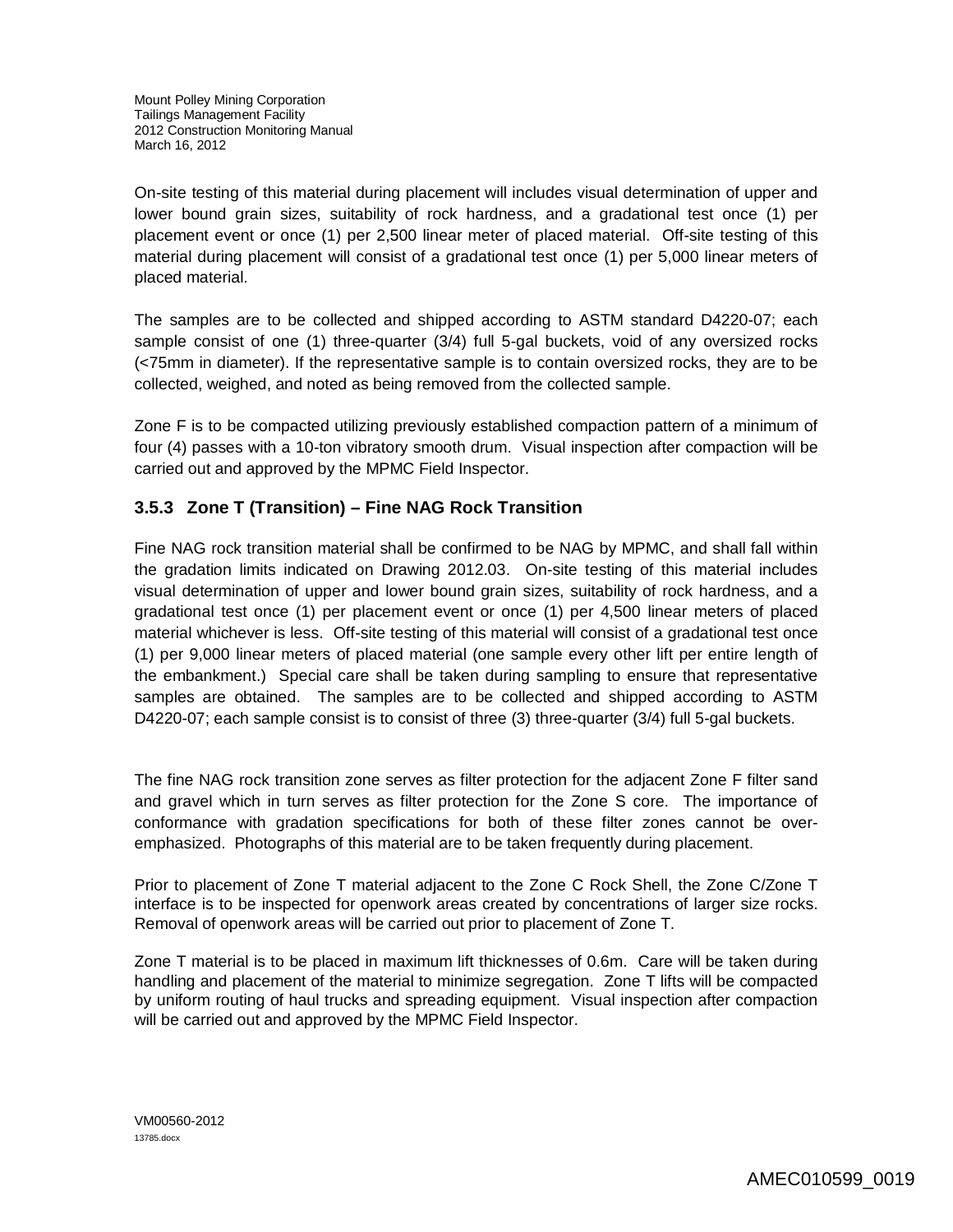On-site testing of this material during placement will includes visual determination of upper and lower bound grain sizes, suitability of rock hardness, and a gradational test once (1) per placement event or once (1) per 2,500 linear meter of placed material. Off-site testing of this material during placement will consist of a gradational test once (1) per 5,000 linear meters of placed material.

The samples are to be collected and shipped according to ASTM standard D4220-07; each sample consist of one (1) three-quarter (3/4) full 5-gal buckets, void of any oversized rocks (<75mm in diameter). If the representative sample is to contain oversized rocks, they are to be collected, weighed, and noted as being removed from the collected sample.

Zone F is to be compacted utilizing previously established compaction pattern of a minimum of four (4) passes with a 10-ton vibratory smooth drum. Visual inspection after compaction will be carried out and approved by the MPMC Field Inspector.

### 3.5.3 Zone T (Transition) – Fine NAG Rock Transition

Fine NAG rock transition material shall be confirmed to be NAG by MPMC, and shall fall within the gradation limits indicated on Drawing 2012.03. On-site testing of this material includes visual determination of upper and lower bound grain sizes, suitability of rock hardness, and a gradational test once (1) per placement event or once (1) per 4,500 linear meters of placed material whichever is less. Off-site testing of this material will consist of a gradational test once (1) per 9,000 linear meters of placed material (one sample every other lift per entire length of the embankment.) Special care shall be taken during sampling to ensure that representative samples are obtained. The samples are to be collected and shipped according to ASTM D4220-07; each sample consist is to consist of three (3) three-quarter (3/4) full 5-gal buckets.

The fine NAG rock transition zone serves as filter protection for the adjacent Zone F filter sand and gravel which in turn serves as filter protection for the Zone S core. The importance of conformance with gradation specifications for both of these filter zones cannot be over-emphasized. Photographs of this material are to be taken frequently during placement.

Prior to placement of Zone T material adjacent to the Zone C Rock Shell, the Zone C/Zone T interface is to be inspected for openwork areas created by concentrations of larger size rocks. Removal of openwork areas will be carried out prior to placement of Zone T.

Zone T material is to be placed in maximum lift thicknesses of 0.6m. Care will be taken during handling and placement of the material to minimize segregation. Zone T lifts will be compacted by uniform routing of haul trucks and spreading equipment. Visual inspection after compaction will be carried out and approved by the MPMC Field Inspector.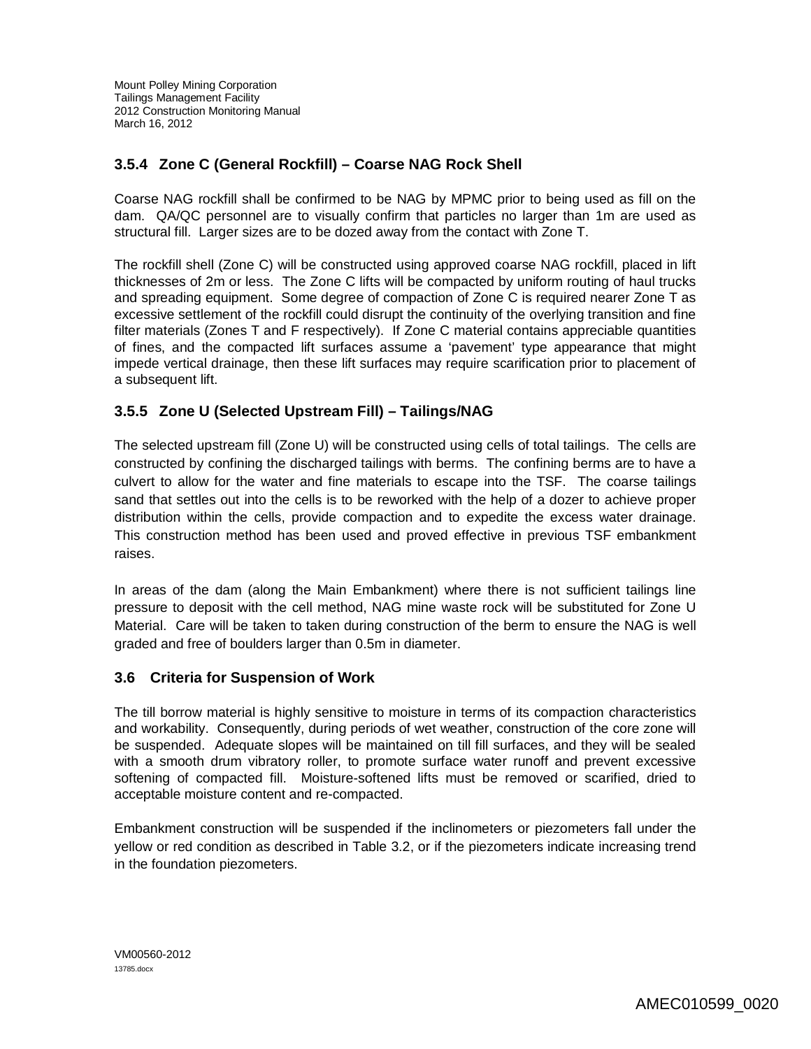### 3.5.4 Zone C (General Rockfill) – Coarse NAG Rock Shell

Coarse NAG rockfill shall be confirmed to be NAG by MPMC prior to being used as fill on the dam. QA/QC personnel are to visually confirm that particles no larger than 1m are used as structural fill. Larger sizes are to be dozed away from the contact with Zone T.

The rockfill shell (Zone C) will be constructed using approved coarse NAG rockfill, placed in lift thicknesses of 2m or less. The Zone C lifts will be compacted by uniform routing of haul trucks and spreading equipment. Some degree of compaction of Zone C is required nearer Zone T as excessive settlement of the rockfill could disrupt the continuity of the overlying transition and fine filter materials (Zones T and F respectively). If Zone C material contains appreciable quantities of fines, and the compacted lift surfaces assume a 'pavement' type appearance that might impede vertical drainage, then these lift surfaces may require scarification prior to placement of a subsequent lift.

### 3.5.5 Zone U (Selected Upstream Fill) – Tailings/NAG

The selected upstream fill (Zone U) will be constructed using cells of total tailings. The cells are constructed by confining the discharged tailings with berms. The confining berms are to have a culvert to allow for the water and fine materials to escape into the TSF. The coarse tailings sand that settles out into the cells is to be reworked with the help of a dozer to achieve proper distribution within the cells, provide compaction and to expedite the excess water drainage. This construction method has been used and proved effective in previous TSF embankment raises.

In areas of the dam (along the Main Embankment) where there is not sufficient tailings line pressure to deposit with the cell method, NAG mine waste rock will be substituted for Zone U Material. Care will be taken to taken during construction of the berm to ensure the NAG is well graded and free of boulders larger than 0.5m in diameter.

## 3.6 Criteria for Suspension of Work

The till borrow material is highly sensitive to moisture in terms of its compaction characteristics and workability. Consequently, during periods of wet weather, construction of the core zone will be suspended. Adequate slopes will be maintained on till fill surfaces, and they will be sealed with a smooth drum vibratory roller, to promote surface water runoff and prevent excessive softening of compacted fill. Moisture-softened lifts must be removed or scarified, dried to acceptable moisture content and re-compacted.

Embankment construction will be suspended if the inclinometers or piezometers fall under the yellow or red condition as described in Table 3.2, or if the piezometers indicate increasing trend in the foundation piezometers.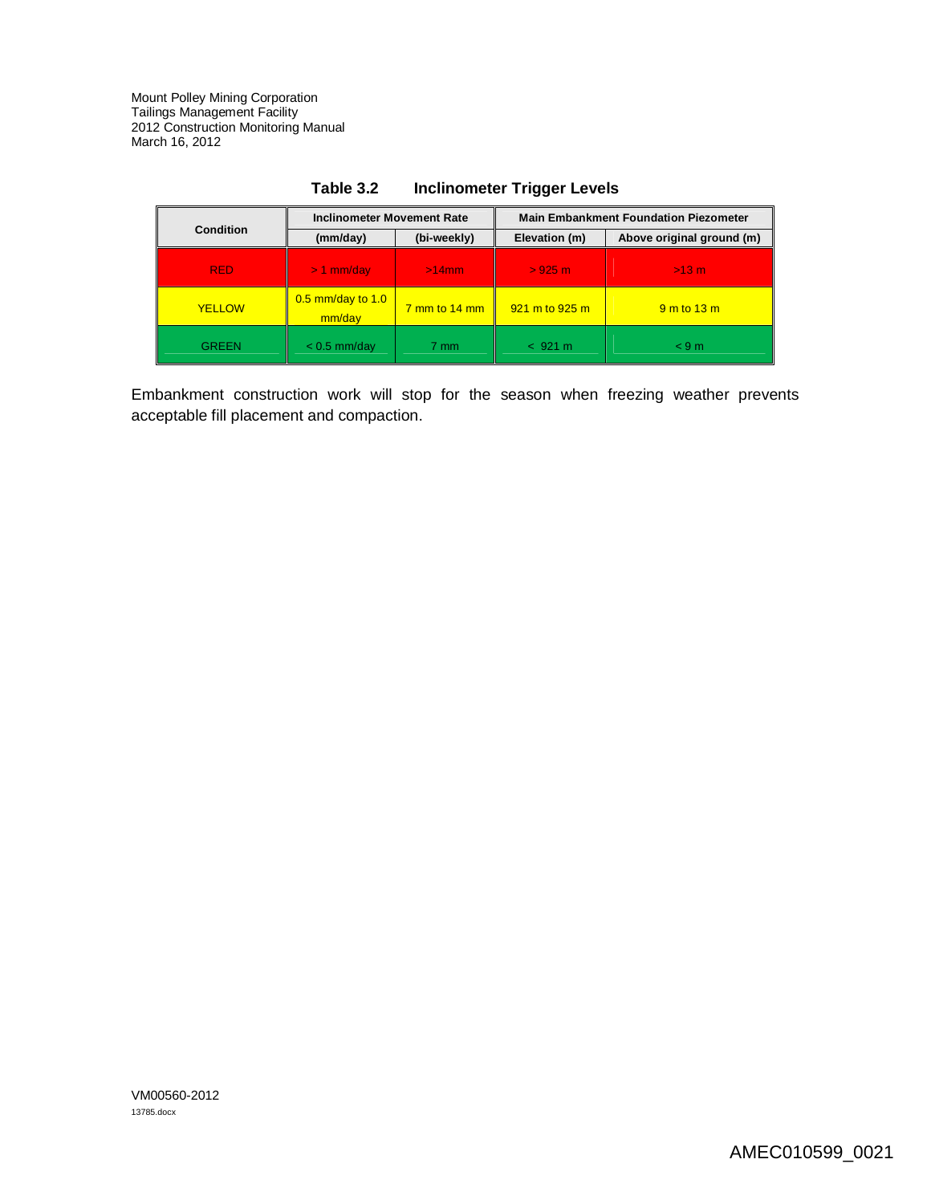**Table 3.2 Inclinometer Trigger Levels**

| Condition | Inclinometer Movement Rate | | Main Embankment Foundation Piezometer | |
|---|---|---|---|---|
| | (mm/day) | (bi-weekly) | Elevation (m) | Above original ground (m) |
| RED | > 1 mm/day | >14mm | > 925 m | >13 m |
| YELLOW | 0.5 mm/day to 1.0 mm/day | 7 mm to 14 mm | 921 m to 925 m | 9 m to 13 m |
| GREEN | < 0.5 mm/day | 7 mm | < 921 m | < 9 m |

Embankment construction work will stop for the season when freezing weather prevents acceptable fill placement and compaction.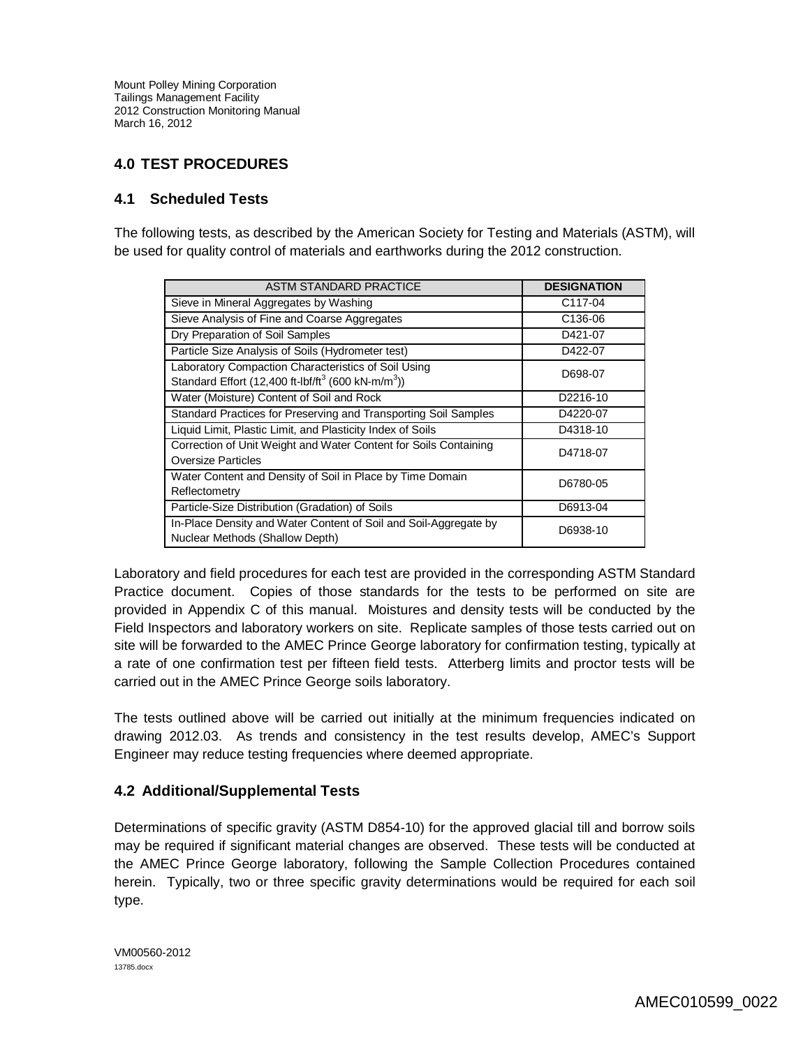## 4.0 TEST PROCEDURES

### 4.1 Scheduled Tests

The following tests, as described by the American Society for Testing and Materials (ASTM), will be used for quality control of materials and earthworks during the 2012 construction.

| ASTM STANDARD PRACTICE | DESIGNATION |
|---|---|
| Sieve in Mineral Aggregates by Washing | C117-04 |
| Sieve Analysis of Fine and Coarse Aggregates | C136-06 |
| Dry Preparation of Soil Samples | D421-07 |
| Particle Size Analysis of Soils (Hydrometer test) | D422-07 |
| Laboratory Compaction Characteristics of Soil Using Standard Effort (12,400 ft-lbf/ft$^3$ (600 kN-m/m$^3$)) | D698-07 |
| Water (Moisture) Content of Soil and Rock | D2216-10 |
| Standard Practices for Preserving and Transporting Soil Samples | D4220-07 |
| Liquid Limit, Plastic Limit, and Plasticity Index of Soils | D4318-10 |
| Correction of Unit Weight and Water Content for Soils Containing Oversize Particles | D4718-07 |
| Water Content and Density of Soil in Place by Time Domain Reflectometry | D6780-05 |
| Particle-Size Distribution (Gradation) of Soils | D6913-04 |
| In-Place Density and Water Content of Soil and Soil-Aggregate by Nuclear Methods (Shallow Depth) | D6938-10 |

Laboratory and field procedures for each test are provided in the corresponding ASTM Standard Practice document. Copies of those standards for the tests to be performed on site are provided in Appendix C of this manual. Moistures and density tests will be conducted by the Field Inspectors and laboratory workers on site. Replicate samples of those tests carried out on site will be forwarded to the AMEC Prince George laboratory for confirmation testing, typically at a rate of one confirmation test per fifteen field tests. Atterberg limits and proctor tests will be carried out in the AMEC Prince George soils laboratory.

The tests outlined above will be carried out initially at the minimum frequencies indicated on drawing 2012.03. As trends and consistency in the test results develop, AMEC's Support Engineer may reduce testing frequencies where deemed appropriate.

### 4.2 Additional/Supplemental Tests

Determinations of specific gravity (ASTM D854-10) for the approved glacial till and borrow soils may be required if significant material changes are observed. These tests will be conducted at the AMEC Prince George laboratory, following the Sample Collection Procedures contained herein. Typically, two or three specific gravity determinations would be required for each soil type.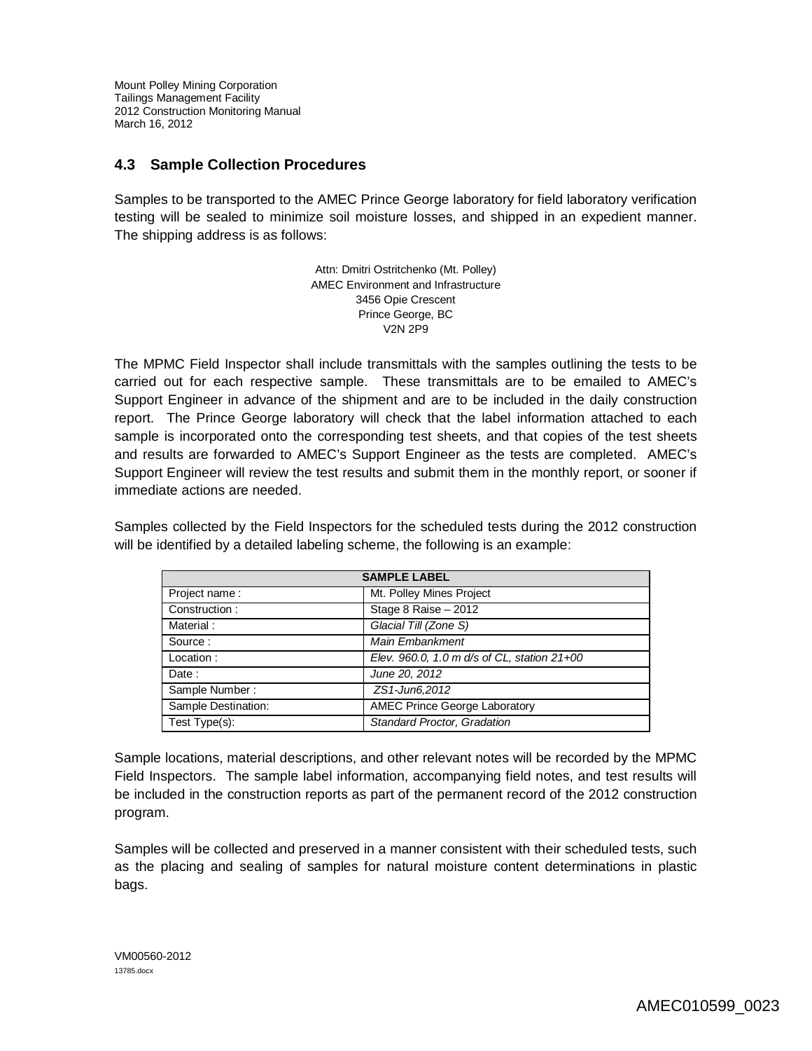## 4.3 Sample Collection Procedures

Samples to be transported to the AMEC Prince George laboratory for field laboratory verification testing will be sealed to minimize soil moisture losses, and shipped in an expedient manner. The shipping address is as follows:

Attn: Dmitri Ostritchenko (Mt. Polley)
AMEC Environment and Infrastructure
3456 Opie Crescent
Prince George, BC
V2N 2P9

The MPMC Field Inspector shall include transmittals with the samples outlining the tests to be carried out for each respective sample. These transmittals are to be emailed to AMEC's Support Engineer in advance of the shipment and are to be included in the daily construction report. The Prince George laboratory will check that the label information attached to each sample is incorporated onto the corresponding test sheets, and that copies of the test sheets and results are forwarded onto AMEC's Support Engineer as the tests are completed. AMEC's Support Engineer will review the test results and submit them in the monthly report, or sooner if immediate actions are needed.

Samples collected by the Field Inspectors for the scheduled tests during the 2012 construction will be identified by a detailed labeling scheme, the following is an example:

| SAMPLE LABEL | |
|---|---|
| Project name : | Mt. Polley Mines Project |
| Construction : | Stage 8 Raise – 2012 |
| Material : | *Glacial Till (Zone S)* |
| Source : | *Main Embankment* |
| Location : | *Elev. 960.0, 1.0 m d/s of CL, station 21+00* |
| Date : | *June 20, 2012* |
| Sample Number : | *ZS1-Jun6,2012* |
| Sample Destination: | AMEC Prince George Laboratory |
| Test Type(s): | *Standard Proctor, Gradation* |

Sample locations, material descriptions, and other relevant notes will be recorded by the MPMC Field Inspectors. The sample label information, accompanying field notes, and test results will be included in the construction reports as part of the permanent record of the 2012 construction program.

Samples will be collected and preserved in a manner consistent with their scheduled tests, such as the placing and sealing of samples for natural moisture content determinations in plastic bags.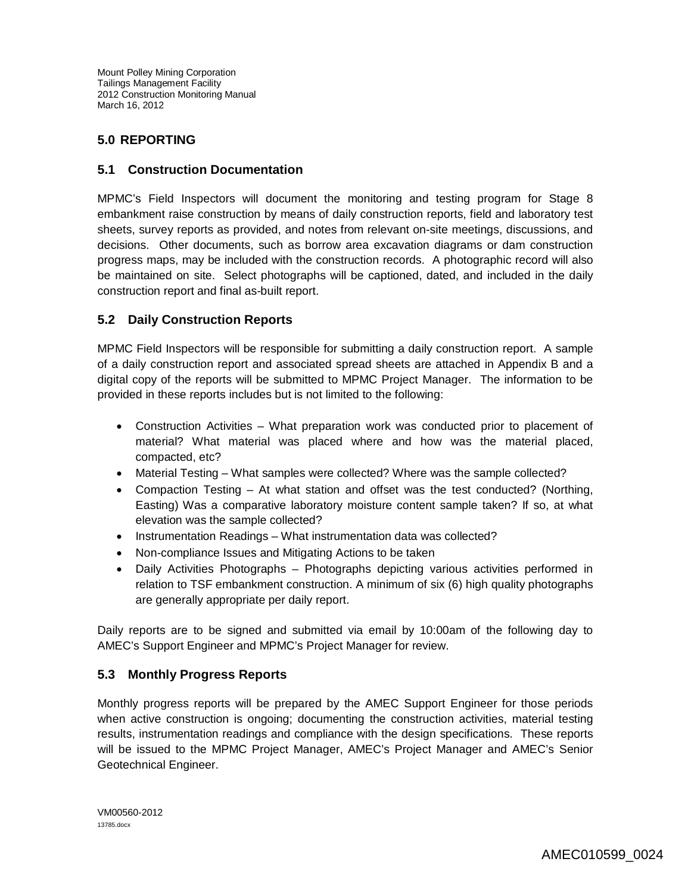## 5.0 REPORTING

### 5.1 Construction Documentation

MPMC's Field Inspectors will document the monitoring and testing program for Stage 8 embankment raise construction by means of daily construction reports, field and laboratory test sheets, survey reports as provided, and notes from relevant on-site meetings, discussions, and decisions. Other documents, such as borrow area excavation diagrams or dam construction progress maps, may be included with the construction records. A photographic record will also be maintained on site. Select photographs will be captioned, dated, and included in the daily construction report and final as-built report.

### 5.2 Daily Construction Reports

MPMC Field Inspectors will be responsible for submitting a daily construction report. A sample of a daily construction report and associated spread sheets are attached in Appendix B and a digital copy of the reports will be submitted to MPMC Project Manager. The information to be provided in these reports includes but is not limited to the following:

- Construction Activities – What preparation work was conducted prior to placement of material? What material was placed where and how was the material placed, compacted, etc?
- Material Testing – What samples were collected? Where was the sample collected?
- Compaction Testing – At what station and offset was the test conducted? (Northing, Easting) Was a comparative laboratory moisture content sample taken? If so, at what elevation was the sample collected?
- Instrumentation Readings – What instrumentation data was collected?
- Non-compliance Issues and Mitigating Actions to be taken
- Daily Activities Photographs – Photographs depicting various activities performed in relation to TSF embankment construction. A minimum of six (6) high quality photographs are generally appropriate per daily report.

Daily reports are to be signed and submitted via email by 10:00am of the following day to AMEC's Support Engineer and MPMC's Project Manager for review.

### 5.3 Monthly Progress Reports

Monthly progress reports will be prepared by the AMEC Support Engineer for those periods when active construction is ongoing; documenting the construction activities, material testing results, instrumentation readings and compliance with the design specifications. These reports will be issued to the MPMC Project Manager, AMEC's Project Manager and AMEC's Senior Geotechnical Engineer.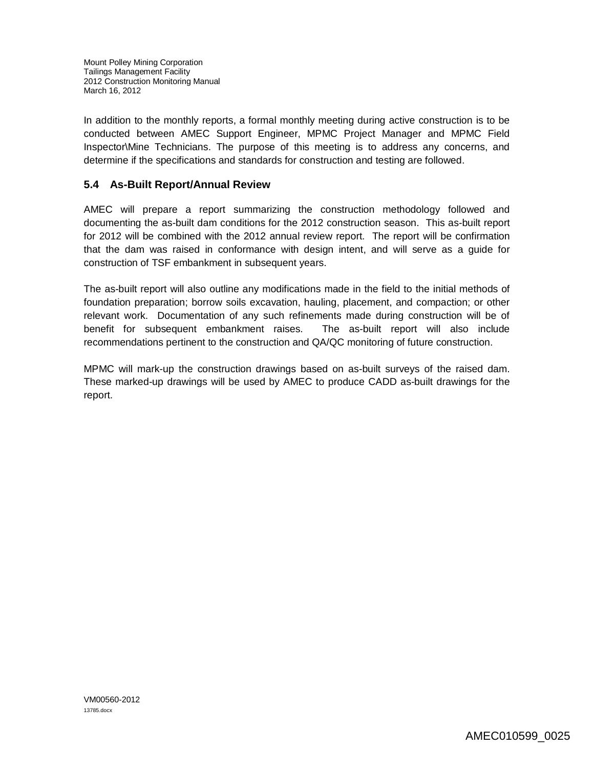In addition to the monthly reports, a formal monthly meeting during active construction is to be conducted between AMEC Support Engineer, MPMC Project Manager and MPMC Field Inspector\Mine Technicians. The purpose of this meeting is to address any concerns, and determine if the specifications and standards for construction and testing are followed.

## 5.4 As-Built Report/Annual Review

AMEC will prepare a report summarizing the construction methodology followed and documenting the as-built dam conditions for the 2012 construction season. This as-built report for 2012 will be combined with the 2012 annual review report. The report will be confirmation that the dam was raised in conformance with design intent, and will serve as a guide for construction of TSF embankment in subsequent years.

The as-built report will also outline any modifications made in the field to the initial methods of foundation preparation; borrow soils excavation, hauling, placement, and compaction; or other relevant work. Documentation of any such refinements made during construction will be of benefit for subsequent embankment raises. The as-built report will also include recommendations pertinent to the construction and QA/QC monitoring of future construction.

MPMC will mark-up the construction drawings based on as-built surveys of the raised dam. These marked-up drawings will be used by AMEC to produce CADD as-built drawings for the report.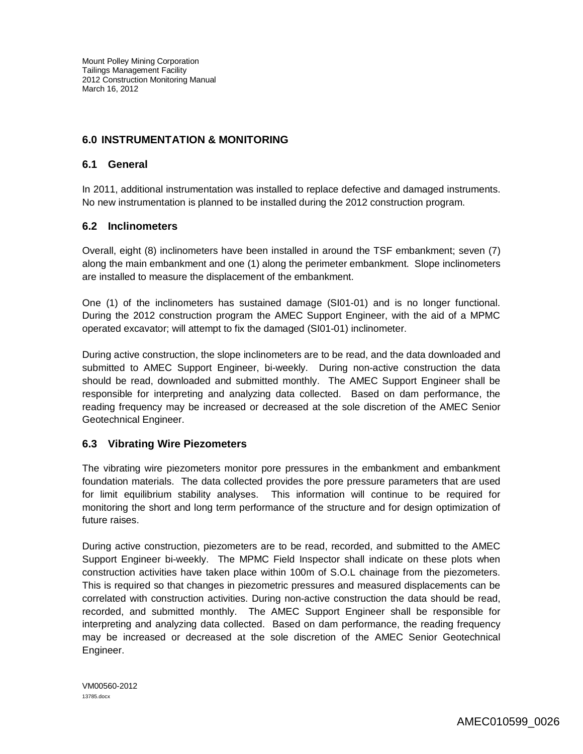## 6.0 INSTRUMENTATION & MONITORING

### 6.1 General

In 2011, additional instrumentation was installed to replace defective and damaged instruments. No new instrumentation is planned to be installed during the 2012 construction program.

### 6.2 Inclinometers

Overall, eight (8) inclinometers have been installed in around the TSF embankment; seven (7) along the main embankment and one (1) along the perimeter embankment. Slope inclinometers are installed to measure the displacement of the embankment.

One (1) of the inclinometers has sustained damage (SI01-01) and is no longer functional. During the 2012 construction program the AMEC Support Engineer, with the aid of a MPMC operated excavator; will attempt to fix the damaged (SI01-01) inclinometer.

During active construction, the slope inclinometers are to be read, and the data downloaded and submitted to AMEC Support Engineer, bi-weekly. During non-active construction the data should be read, downloaded and submitted monthly. The AMEC Support Engineer shall be responsible for interpreting and analyzing data collected. Based on dam performance, the reading frequency may be increased or decreased at the sole discretion of the AMEC Senior Geotechnical Engineer.

### 6.3 Vibrating Wire Piezometers

The vibrating wire piezometers monitor pore pressures in the embankment and embankment foundation materials. The data collected provides the pore pressure parameters that are used for limit equilibrium stability analyses. This information will continue to be required for monitoring the short and long term performance of the structure and for design optimization of future raises.

During active construction, piezometers are to be read, recorded, and submitted to the AMEC Support Engineer bi-weekly. The MPMC Field Inspector shall indicate on these plots when construction activities have taken place within 100m of S.O.L chainage from the piezometers. This is required so that changes in piezometric pressures and measured displacements can be correlated with construction activities. During non-active construction the data should be read, recorded, and submitted monthly. The AMEC Support Engineer shall be responsible for interpreting and analyzing data collected. Based on dam performance, the reading frequency may be increased or decreased at the sole discretion of the AMEC Senior Geotechnical Engineer.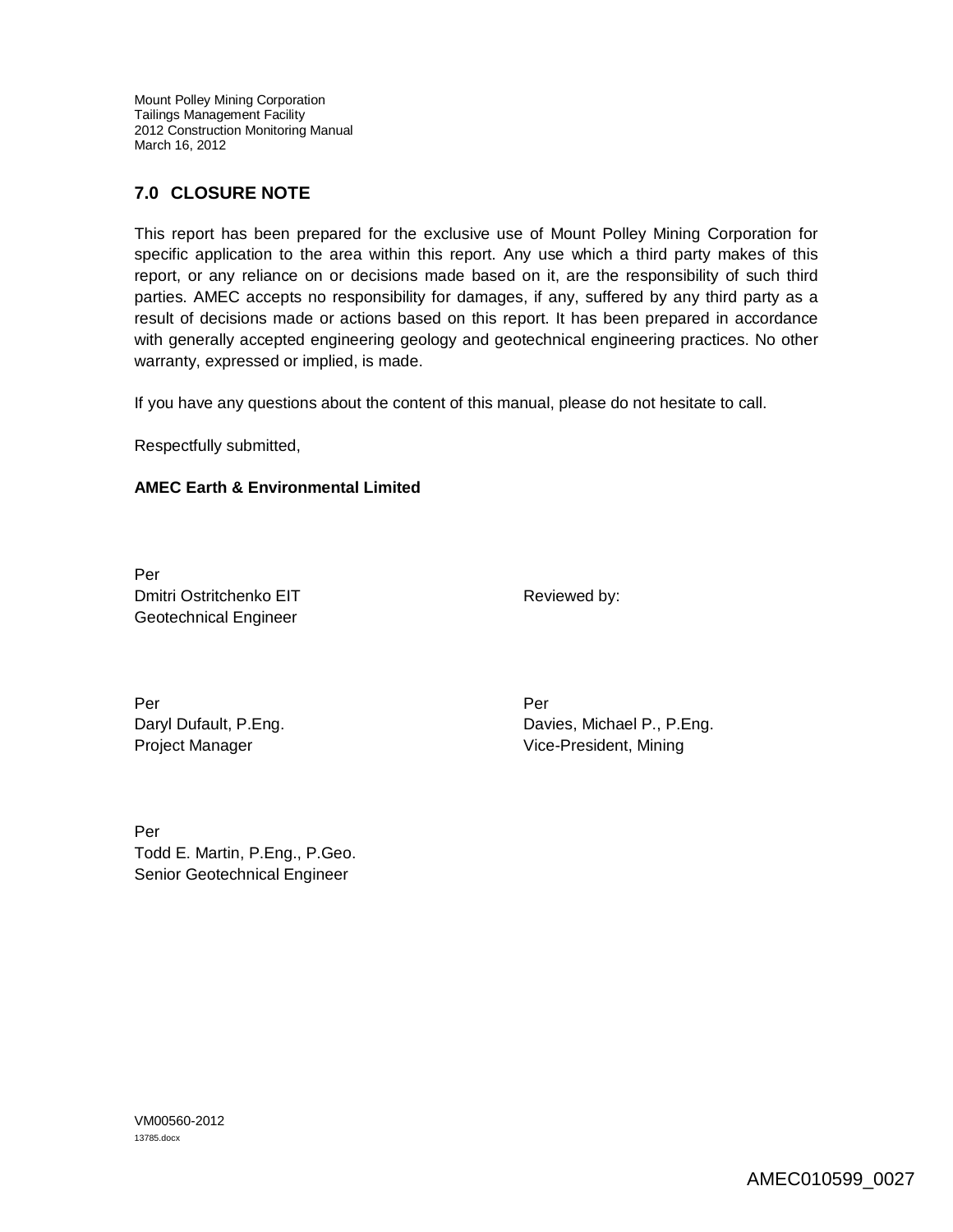## 7.0 CLOSURE NOTE

This report has been prepared for the exclusive use of Mount Polley Mining Corporation for specific application to the area within this report. Any use which a third party makes of this report, or any reliance on or decisions made based on it, are the responsibility of such third parties. AMEC accepts no responsibility for damages, if any, suffered by any third party as a result of decisions made or actions based on this report. It has been prepared in accordance with generally accepted engineering geology and geotechnical engineering practices. No other warranty, expressed or implied, is made.

If you have any questions about the content of this manual, please do not hesitate to call.

Respectfully submitted,

**AMEC Earth & Environmental Limited**

Per
Dmitri Ostritchenko EIT
Geotechnical Engineer

Reviewed by:

Per
Daryl Dufault, P.Eng.
Project Manager

Per
Davies, Michael P., P.Eng.
Vice-President, Mining

Per
Todd E. Martin, P.Eng., P.Geo.
Senior Geotechnical Engineer

VM00560-2012
13785.docx

AMEC010599_0027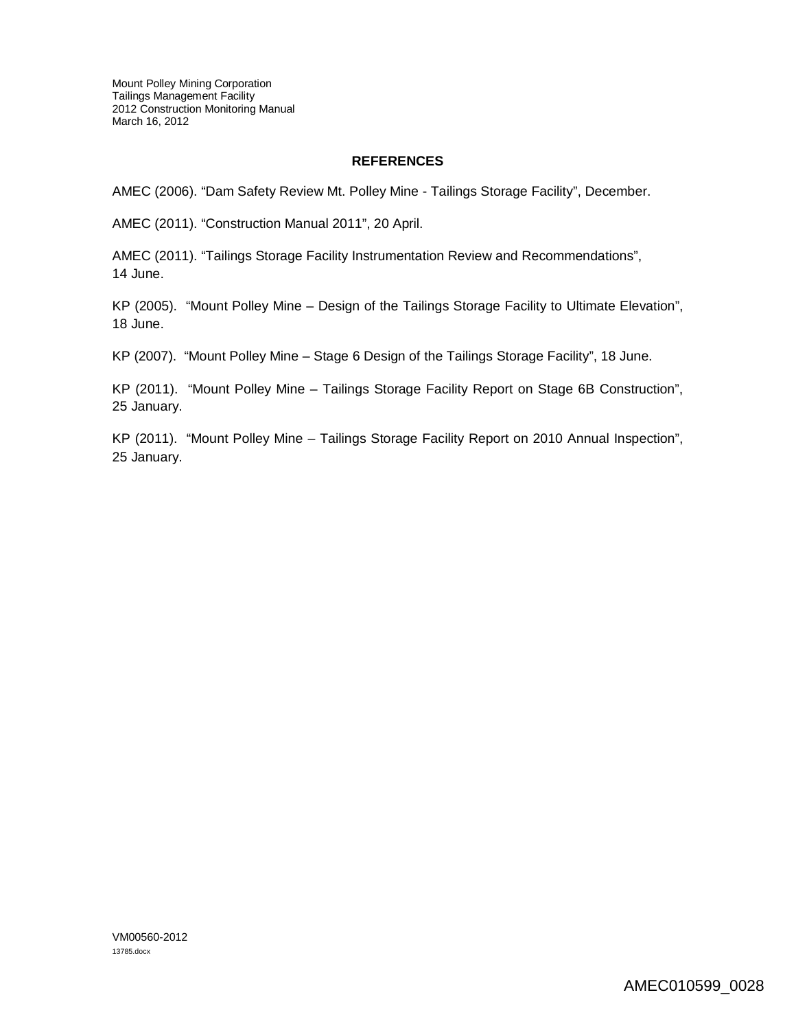## REFERENCES

AMEC (2006). “Dam Safety Review Mt. Polley Mine - Tailings Storage Facility”, December.

AMEC (2011). “Construction Manual 2011”, 20 April.

AMEC (2011). “Tailings Storage Facility Instrumentation Review and Recommendations”, 14 June.

KP (2005). “Mount Polley Mine – Design of the Tailings Storage Facility to Ultimate Elevation”, 18 June.

KP (2007). “Mount Polley Mine – Stage 6 Design of the Tailings Storage Facility”, 18 June.

KP (2011). “Mount Polley Mine – Tailings Storage Facility Report on Stage 6B Construction”, 25 January.

KP (2011). “Mount Polley Mine – Tailings Storage Facility Report on 2010 Annual Inspection”, 25 January.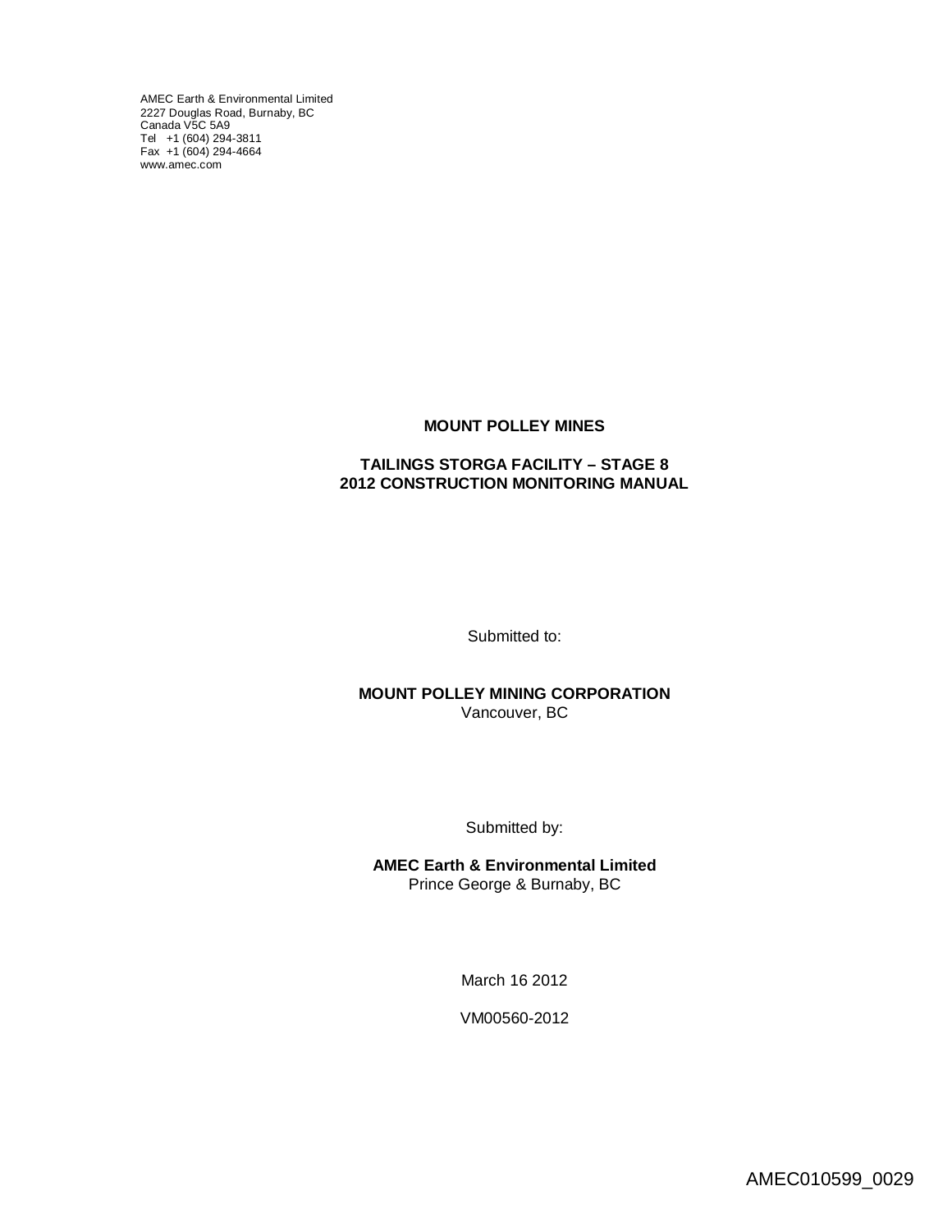AMEC Earth & Environmental Limited
2227 Douglas Road, Burnaby, BC
Canada V5C 5A9
Tel +1 (604) 294-3811
Fax +1 (604) 294-4664
www.amec.com

**MOUNT POLLEY MINES**

**TAILINGS STORGA FACILITY – STAGE 8**
**2012 CONSTRUCTION MONITORING MANUAL**

Submitted to:

**MOUNT POLLEY MINING CORPORATION**
Vancouver, BC

Submitted by:

**AMEC Earth & Environmental Limited**
Prince George & Burnaby, BC

March 16 2012

VM00560-2012

AMEC010599_0029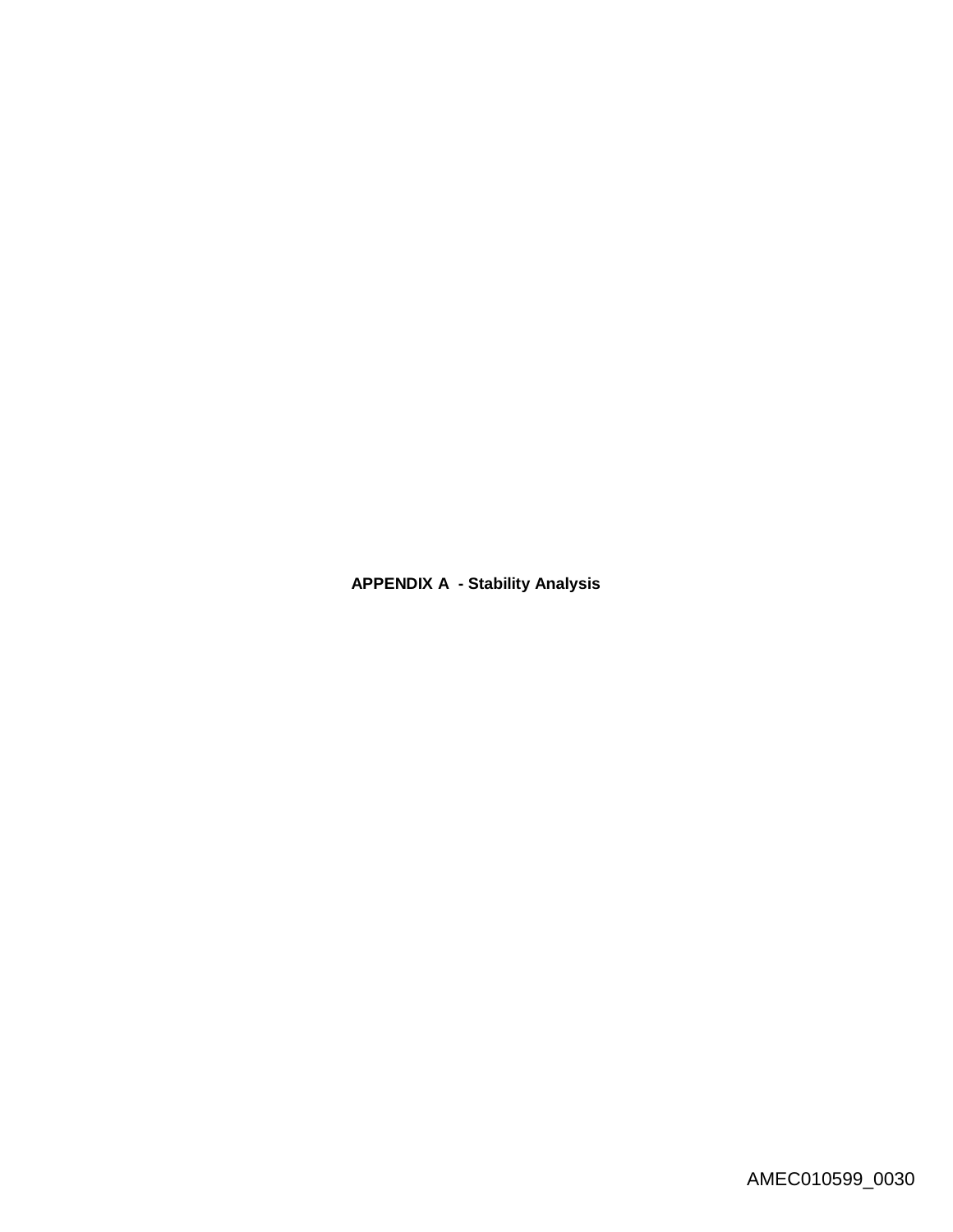**APPENDIX A - Stability Analysis**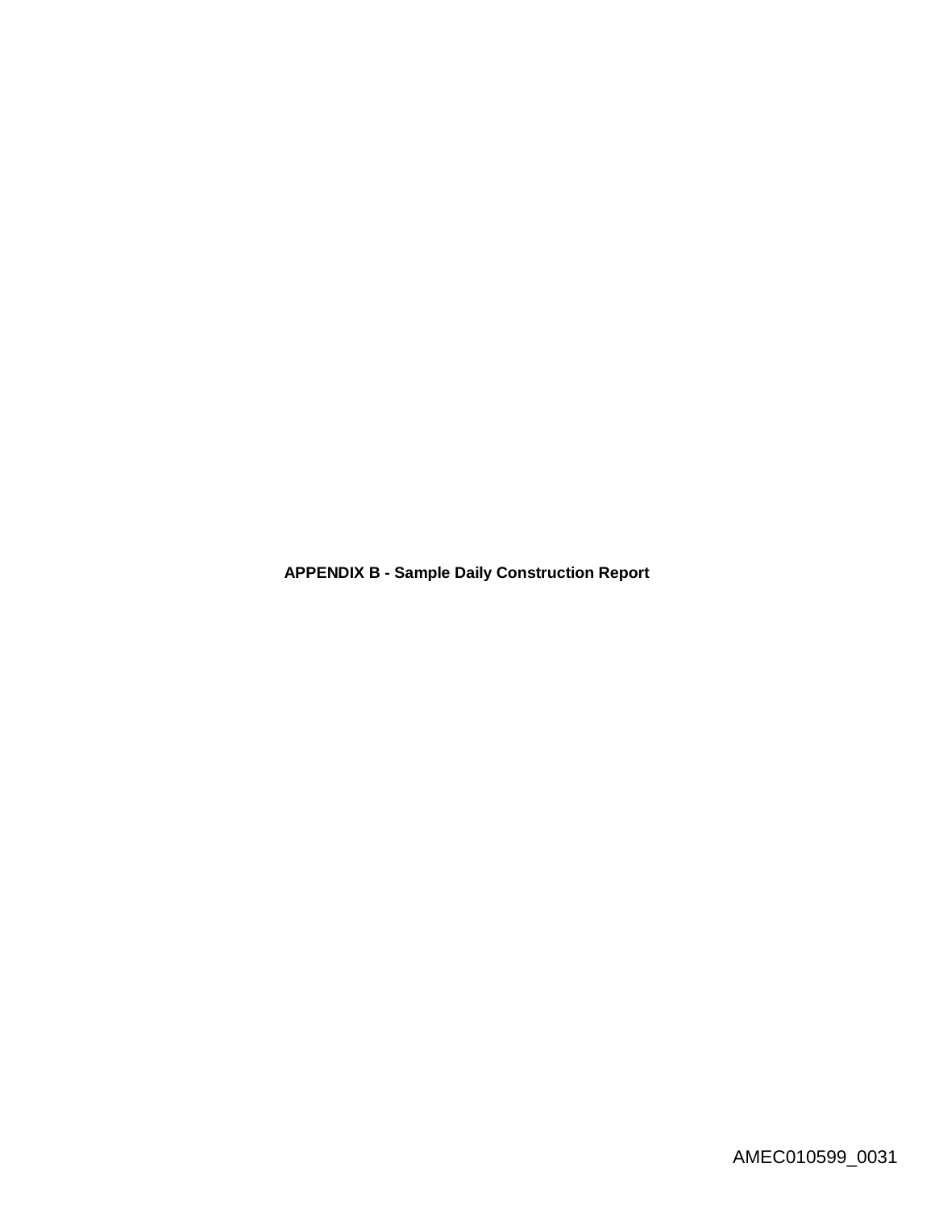**APPENDIX B - Sample Daily Construction Report**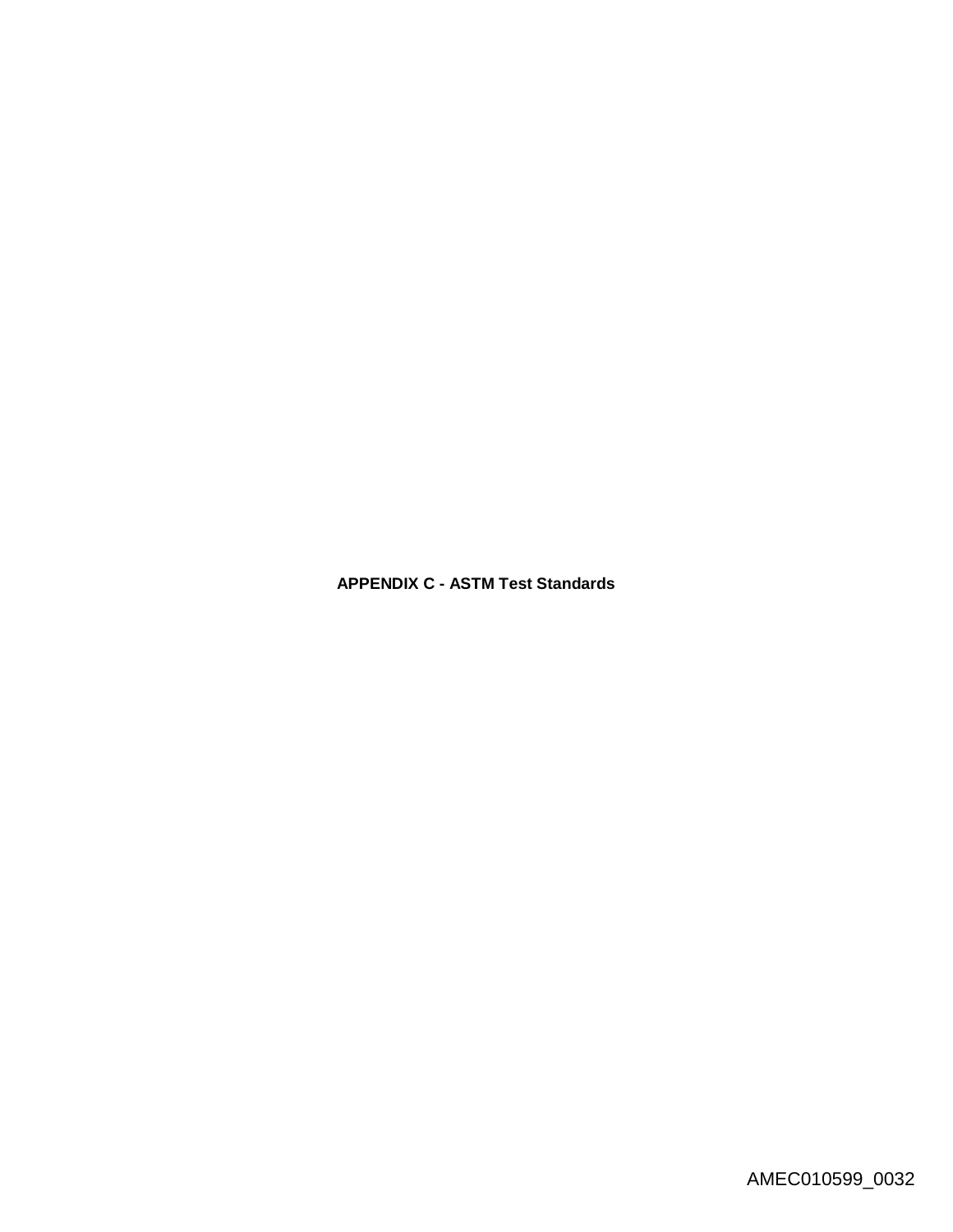**APPENDIX C - ASTM Test Standards**